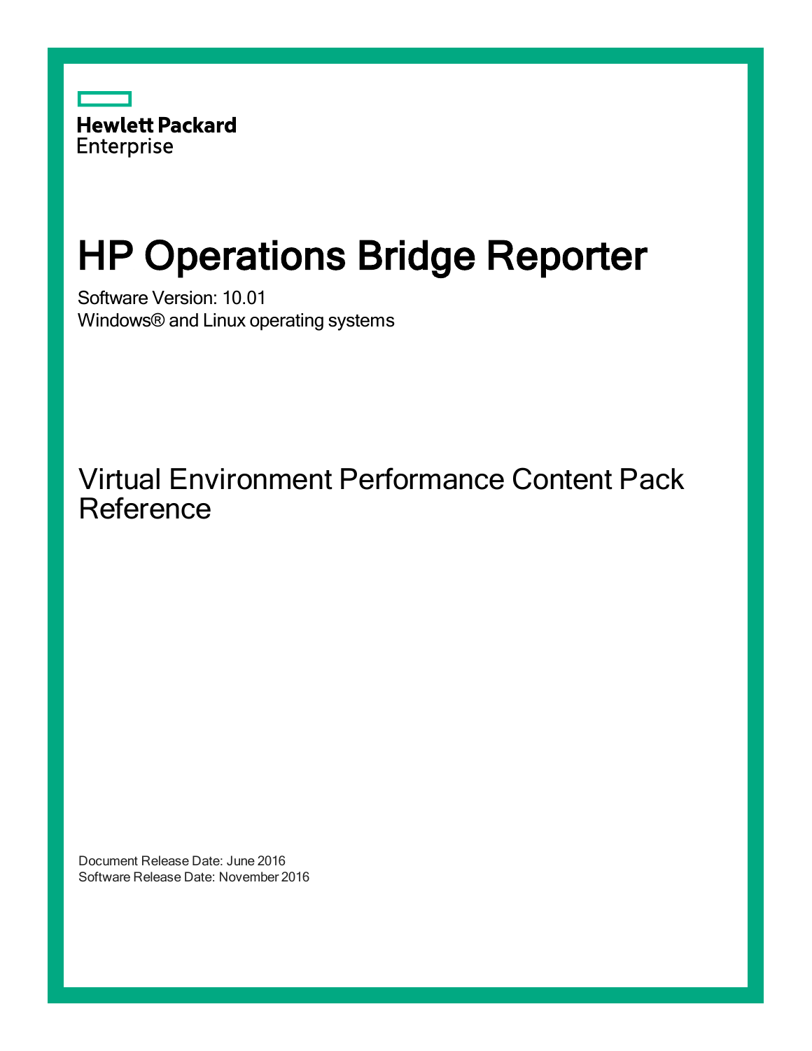Hewlett Packard Enterprise

# HP Operations Bridge Reporter

Software Version: 10.01

Windows® and Linux operating systems

## Virtual Environment Performance Content Pack Reference

Document Release Date: June 2016

Software Release Date: November 2016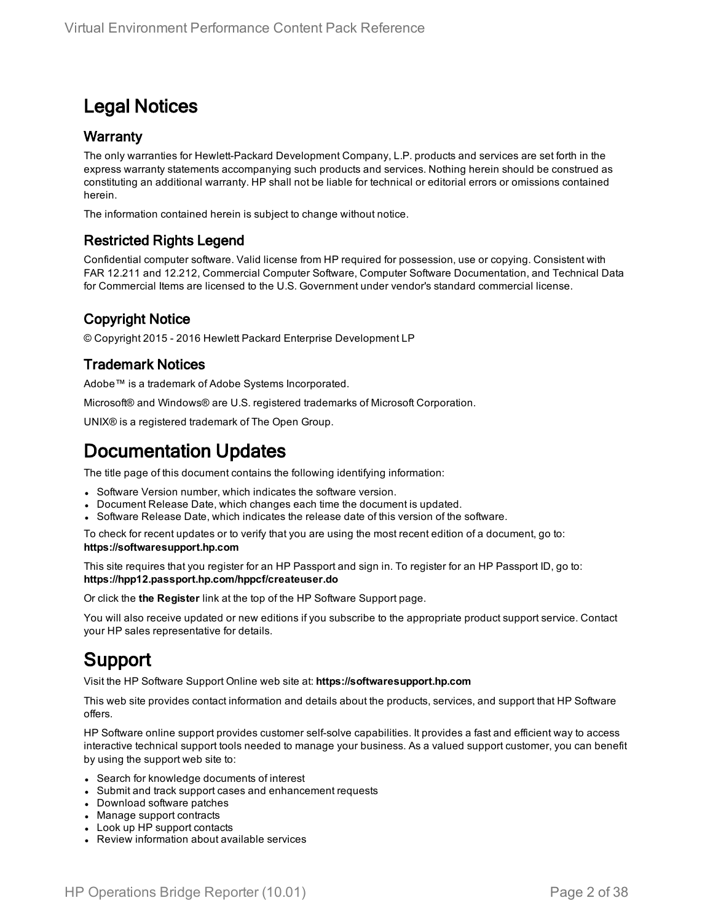# Legal Notices

## Warranty

The only warranties for Hewlett-Packard Development Company, L.P. products and services are set forth in the express warranty statements accompanying such products and services. Nothing herein should be construed as constituting an additional warranty. HP shall not be liable for technical or editorial errors or omissions contained herein.

The information contained herein is subject to change without notice.

## Restricted Rights Legend

Confidential computer software. Valid license from HP required for possession, use or copying. Consistent with FAR 12.211 and 12.212, Commercial Computer Software, Computer Software Documentation, and Technical Data for Commercial Items are licensed to the U.S. Government under vendor's standard commercial license.

## Copyright Notice

© Copyright 2015 - 2016 Hewlett Packard Enterprise Development LP

## Trademark Notices

Adobe™ is a trademark of Adobe Systems Incorporated.

Microsoft® and Windows® are U.S. registered trademarks of Microsoft Corporation.

UNIX® is a registered trademark of The Open Group.

# Documentation Updates

The title page of this document contains the following identifying information:

- Software Version number, which indicates the software version.
- Document Release Date, which changes each time the document is updated.
- Software Release Date, which indicates the release date of this version of the software.

To check for recent updates or to verify that you are using the most recent edition of a document, go to: **https://softwaresupport.hp.com**

This site requires that you register for an HP Passport and sign in. To register for an HP Passport ID, go to: **https://hpp12.passport.hp.com/hppcf/createuser.do**

Or click the **the Register** link at the top of the HP Software Support page.

You will also receive updated or new editions if you subscribe to the appropriate product support service. Contact your HP sales representative for details.

# Support

Visit the HP Software Support Online web site at: **https://softwaresupport.hp.com**

This web site provides contact information and details about the products, services, and support that HP Software offers.

HP Software online support provides customer self-solve capabilities. It provides a fast and efficient way to access interactive technical support tools needed to manage your business. As a valued support customer, you can benefit by using the support web site to:

- Search for knowledge documents of interest
- Submit and track support cases and enhancement requests
- Download software patches
- Manage support contracts
- Look up HP support contacts
- Review information about available services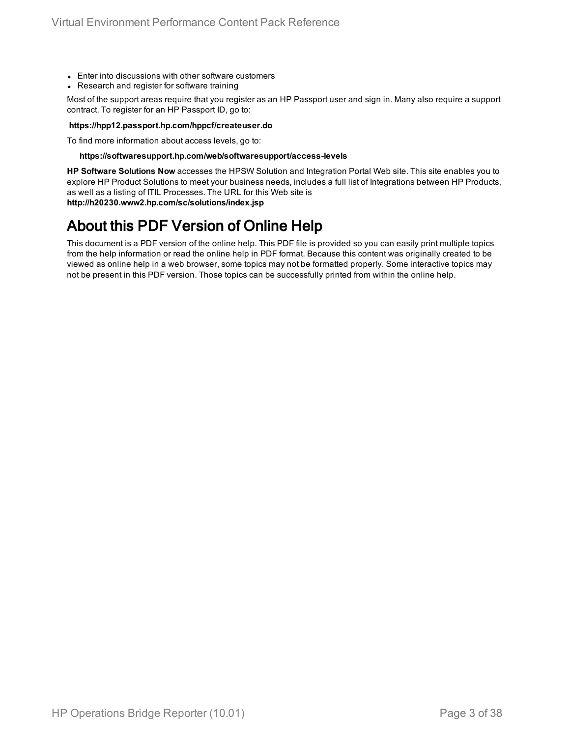- Enter into discussions with other software customers
- Research and register for software training

Most of the support areas require that you register as an HP Passport user and sign in. Many also require a support contract. To register for an HP Passport ID, go to:

**https://hpp12.passport.hp.com/hppcf/createuser.do**

To find more information about access levels, go to:

**https://softwaresupport.hp.com/web/softwaresupport/access-levels**

**HP Software Solutions Now** accesses the HPSW Solution and Integration Portal Web site. This site enables you to explore HP Product Solutions to meet your business needs, includes a full list of Integrations between HP Products, as well as a listing of ITIL Processes. The URL for this Web site is **http://h20230.www2.hp.com/sc/solutions/index.jsp**

# About this PDF Version of Online Help

This document is a PDF version of the online help. This PDF file is provided so you can easily print multiple topics from the help information or read the online help in PDF format. Because this content was originally created to be viewed as online help in a web browser, some topics may not be formatted properly. Some interactive topics may not be present in this PDF version. Those topics can be successfully printed from within the online help.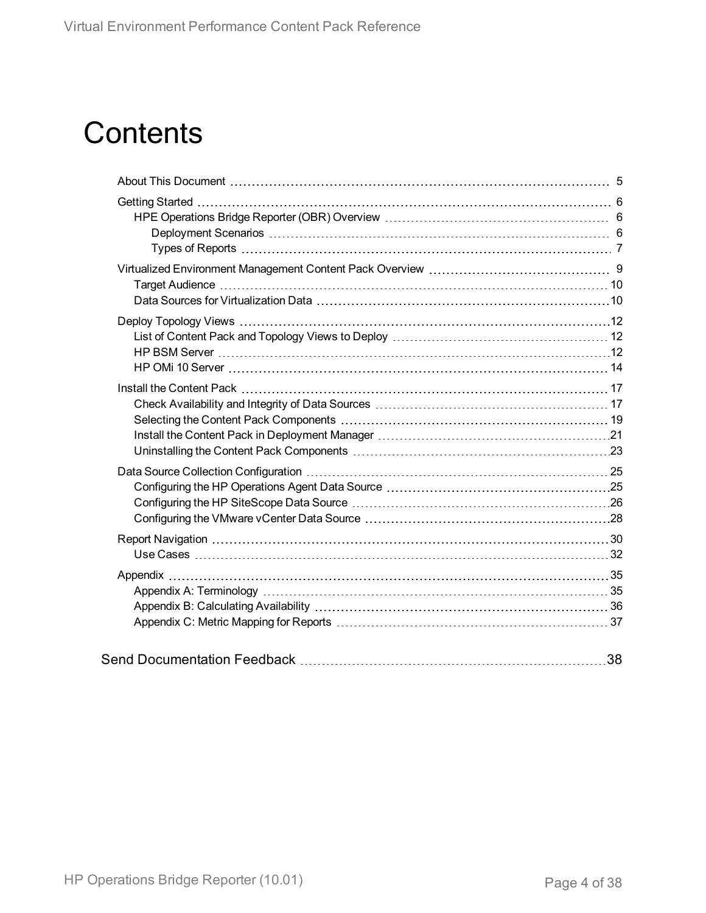# Contents

- About This Document 5
- Getting Started 6
  - HPE Operations Bridge Reporter (OBR) Overview 6
    - Deployment Scenarios 6
    - Types of Reports 7
- Virtualized Environment Management Content Pack Overview 9
  - Target Audience 10
  - Data Sources for Virtualization Data 10
- Deploy Topology Views 12
  - List of Content Pack and Topology Views to Deploy 12
  - HP BSM Server 12
  - HP OMi 10 Server 14
- Install the Content Pack 17
  - Check Availability and Integrity of Data Sources 17
  - Selecting the Content Pack Components 19
  - Install the Content Pack in Deployment Manager 21
  - Uninstalling the Content Pack Components 23
- Data Source Collection Configuration 25
  - Configuring the HP Operations Agent Data Source 25
  - Configuring the HP SiteScope Data Source 26
  - Configuring the VMware vCenter Data Source 28
- Report Navigation 30
  - Use Cases 32
- Appendix 35
  - Appendix A: Terminology 35
  - Appendix B: Calculating Availability 36
  - Appendix C: Metric Mapping for Reports 37

Send Documentation Feedback 38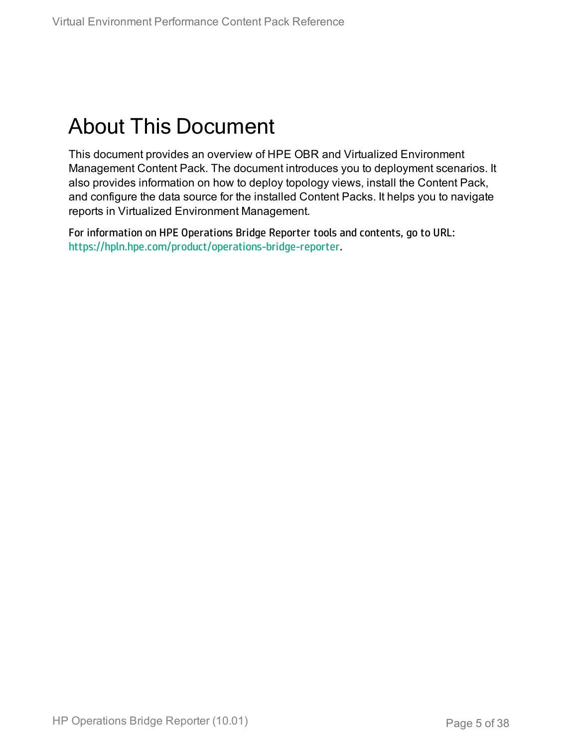# About This Document

This document provides an overview of HPE OBR and Virtualized Environment Management Content Pack. The document introduces you to deployment scenarios. It also provides information on how to deploy topology views, install the Content Pack, and configure the data source for the installed Content Packs. It helps you to navigate reports in Virtualized Environment Management.

For information on HPE Operations Bridge Reporter tools and contents, go to URL: https://hpln.hpe.com/product/operations-bridge-reporter.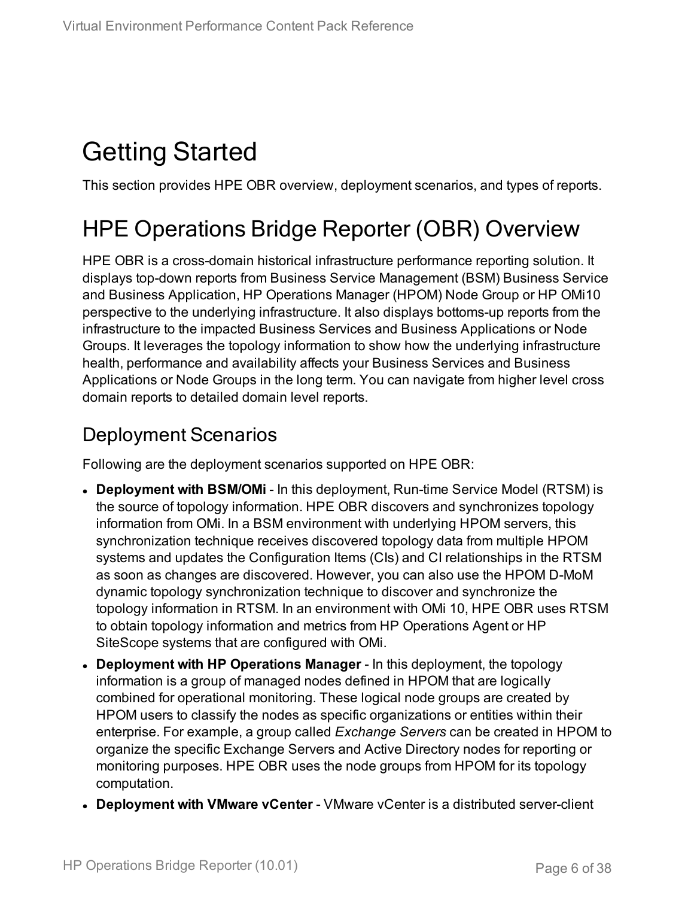# Getting Started

This section provides HPE OBR overview, deployment scenarios, and types of reports.

# HPE Operations Bridge Reporter (OBR) Overview

HPE OBR is a cross-domain historical infrastructure performance reporting solution. It displays top-down reports from Business Service Management (BSM) Business Service and Business Application, HP Operations Manager (HPOM) Node Group or HP OMi10 perspective to the underlying infrastructure. It also displays bottoms-up reports from the infrastructure to the impacted Business Services and Business Applications or Node Groups. It leverages the topology information to show how the underlying infrastructure health, performance and availability affects your Business Services and Business Applications or Node Groups in the long term. You can navigate from higher level cross domain reports to detailed domain level reports.

## Deployment Scenarios

Following are the deployment scenarios supported on HPE OBR:

- **Deployment with BSM/OMi** - In this deployment, Run-time Service Model (RTSM) is the source of topology information. HPE OBR discovers and synchronizes topology information from OMi. In a BSM environment with underlying HPOM servers, this synchronization technique receives discovered topology data from multiple HPOM systems and updates the Configuration Items (CIs) and CI relationships in the RTSM as soon as changes are discovered. However, you can also use the HPOM D-MoM dynamic topology synchronization technique to discover and synchronize the topology information in RTSM. In an environment with OMi 10, HPE OBR uses RTSM to obtain topology information and metrics from HP Operations Agent or HP SiteScope systems that are configured with OMi.
- **Deployment with HP Operations Manager** - In this deployment, the topology information is a group of managed nodes defined in HPOM that are logically combined for operational monitoring. These logical node groups are created by HPOM users to classify the nodes as specific organizations or entities within their enterprise. For example, a group called *Exchange Servers* can be created in HPOM to organize the specific Exchange Servers and Active Directory nodes for reporting or monitoring purposes. HPE OBR uses the node groups from HPOM for its topology computation.
- **Deployment with VMware vCenter** - VMware vCenter is a distributed server-client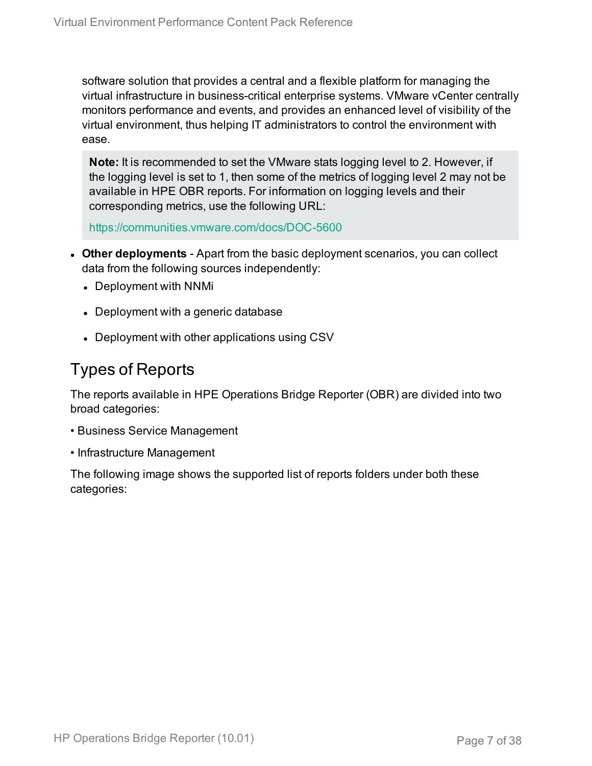software solution that provides a central and a flexible platform for managing the virtual infrastructure in business-critical enterprise systems. VMware vCenter centrally monitors performance and events, and provides an enhanced level of visibility of the virtual environment, thus helping IT administrators to control the environment with ease.

> **Note:** It is recommended to set the VMware stats logging level to 2. However, if the logging level is set to 1, then some of the metrics of logging level 2 may not be available in HPE OBR reports. For information on logging levels and their corresponding metrics, use the following URL:
>
> https://communities.vmware.com/docs/DOC-5600

- **Other deployments** - Apart from the basic deployment scenarios, you can collect data from the following sources independently:
  - Deployment with NNMi
  - Deployment with a generic database
  - Deployment with other applications using CSV

## Types of Reports

The reports available in HPE Operations Bridge Reporter (OBR) are divided into two broad categories:

• Business Service Management

• Infrastructure Management

The following image shows the supported list of reports folders under both these categories: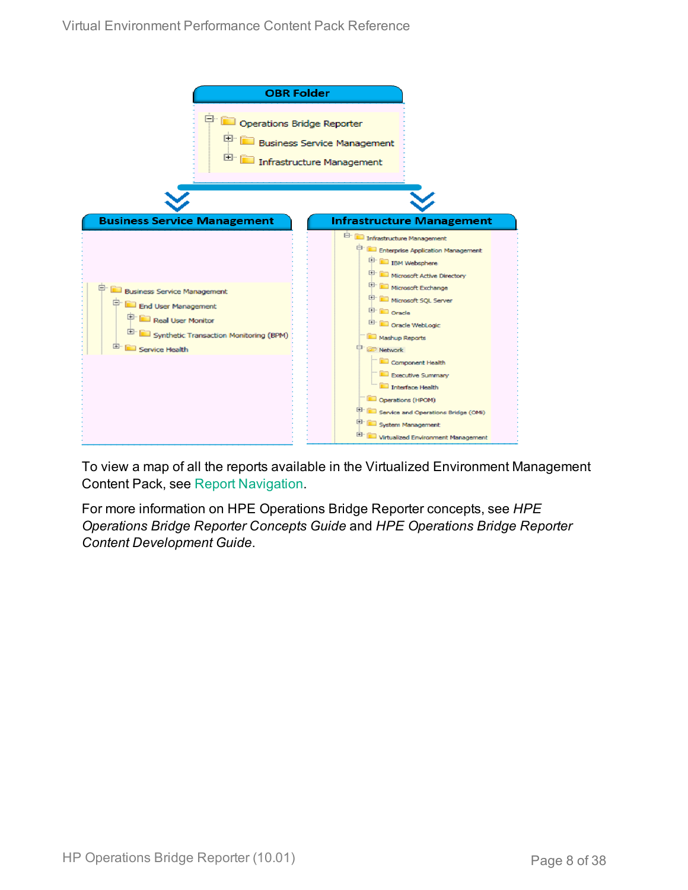OBR Folder

Operations Bridge Reporter
Business Service Management
Infrastructure Management

Business Service Management

Business Service Management
End User Management
Real User Monitor
Synthetic Transaction Monitoring (BPM)
Service Health

Infrastructure Management

Infrastructure Management
Enterprise Application Management
IBM Websphere
Microsoft Active Directory
Microsoft Exchange
Microsoft SQL Server
Oracle
Oracle WebLogic
Mashup Reports
Network
Component Health
Executive Summary
Interface Health
Operations (HPOM)
Service and Operations Bridge (OMi)
System Management
Virtualized Environment Management

To view a map of all the reports available in the Virtualized Environment Management Content Pack, see Report Navigation.

For more information on HPE Operations Bridge Reporter concepts, see *HPE Operations Bridge Reporter Concepts Guide* and *HPE Operations Bridge Reporter Content Development Guide*.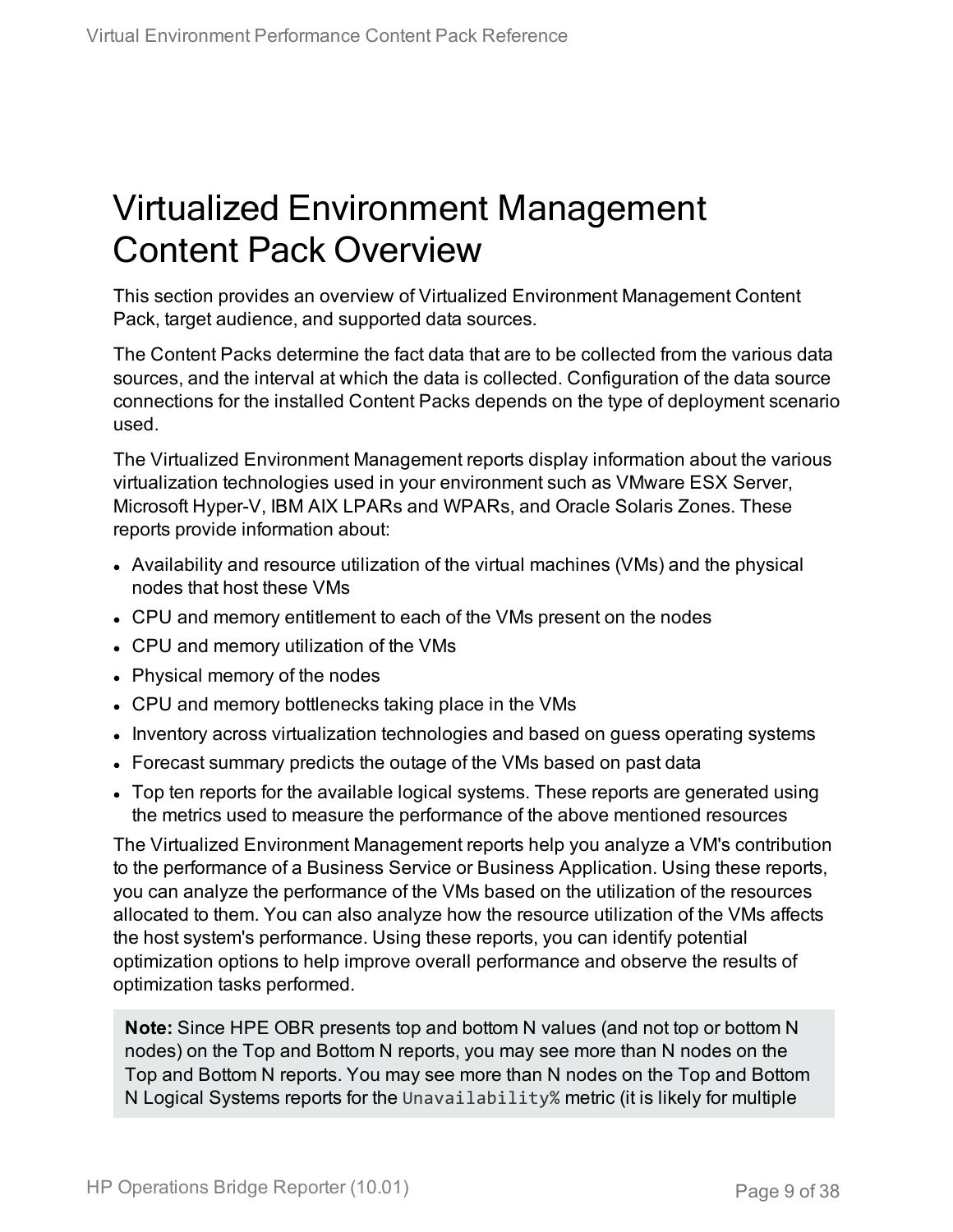# Virtualized Environment Management Content Pack Overview

This section provides an overview of Virtualized Environment Management Content Pack, target audience, and supported data sources.

The Content Packs determine the fact data that are to be collected from the various data sources, and the interval at which the data is collected. Configuration of the data source connections for the installed Content Packs depends on the type of deployment scenario used.

The Virtualized Environment Management reports display information about the various virtualization technologies used in your environment such as VMware ESX Server, Microsoft Hyper-V, IBM AIX LPARs and WPARs, and Oracle Solaris Zones. These reports provide information about:

- Availability and resource utilization of the virtual machines (VMs) and the physical nodes that host these VMs
- CPU and memory entitlement to each of the VMs present on the nodes
- CPU and memory utilization of the VMs
- Physical memory of the nodes
- CPU and memory bottlenecks taking place in the VMs
- Inventory across virtualization technologies and based on guess operating systems
- Forecast summary predicts the outage of the VMs based on past data
- Top ten reports for the available logical systems. These reports are generated using the metrics used to measure the performance of the above mentioned resources

The Virtualized Environment Management reports help you analyze a VM's contribution to the performance of a Business Service or Business Application. Using these reports, you can analyze the performance of the VMs based on the utilization of the resources allocated to them. You can also analyze how the resource utilization of the VMs affects the host system's performance. Using these reports, you can identify potential optimization options to help improve overall performance and observe the results of optimization tasks performed.

> **Note:** Since HPE OBR presents top and bottom N values (and not top or bottom N nodes) on the Top and Bottom N reports, you may see more than N nodes on the Top and Bottom N reports. You may see more than N nodes on the Top and Bottom N Logical Systems reports for the `Unavailability%` metric (it is likely for multiple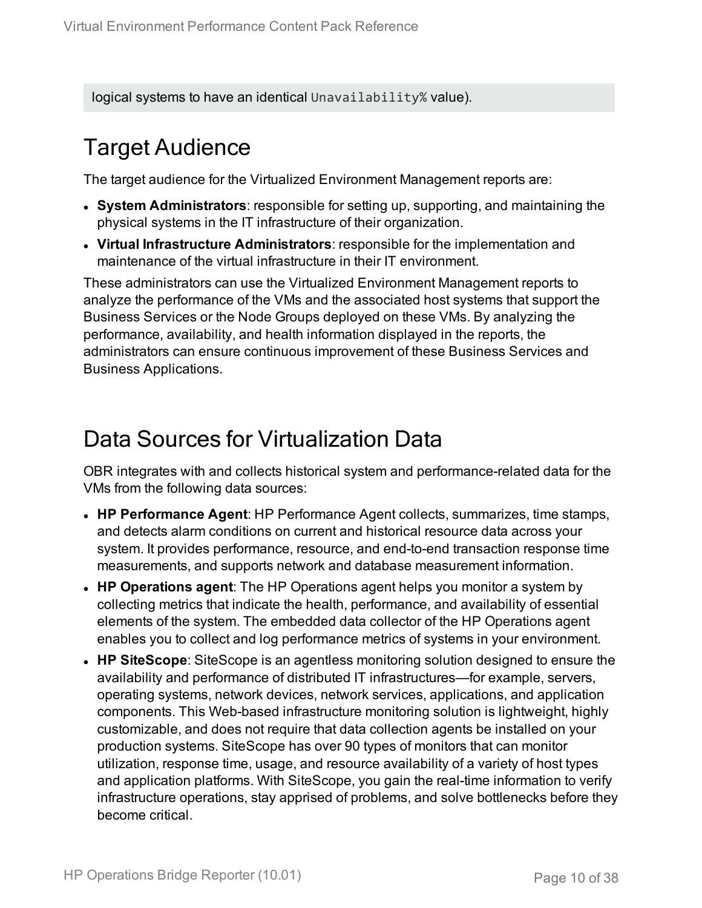logical systems to have an identical `Unavailability%` value).

# Target Audience

The target audience for the Virtualized Environment Management reports are:

- **System Administrators**: responsible for setting up, supporting, and maintaining the physical systems in the IT infrastructure of their organization.
- **Virtual Infrastructure Administrators**: responsible for the implementation and maintenance of the virtual infrastructure in their IT environment.

These administrators can use the Virtualized Environment Management reports to analyze the performance of the VMs and the associated host systems that support the Business Services or the Node Groups deployed on these VMs. By analyzing the performance, availability, and health information displayed in the reports, the administrators can ensure continuous improvement of these Business Services and Business Applications.

# Data Sources for Virtualization Data

OBR integrates with and collects historical system and performance-related data for the VMs from the following data sources:

- **HP Performance Agent**: HP Performance Agent collects, summarizes, time stamps, and detects alarm conditions on current and historical resource data across your system. It provides performance, resource, and end-to-end transaction response time measurements, and supports network and database measurement information.
- **HP Operations agent**: The HP Operations agent helps you monitor a system by collecting metrics that indicate the health, performance, and availability of essential elements of the system. The embedded data collector of the HP Operations agent enables you to collect and log performance metrics of systems in your environment.
- **HP SiteScope**: SiteScope is an agentless monitoring solution designed to ensure the availability and performance of distributed IT infrastructures—for example, servers, operating systems, network devices, network services, applications, and application components. This Web-based infrastructure monitoring solution is lightweight, highly customizable, and does not require that data collection agents be installed on your production systems. SiteScope has over 90 types of monitors that can monitor utilization, response time, usage, and resource availability of a variety of host types and application platforms. With SiteScope, you gain the real-time information to verify infrastructure operations, stay apprised of problems, and solve bottlenecks before they become critical.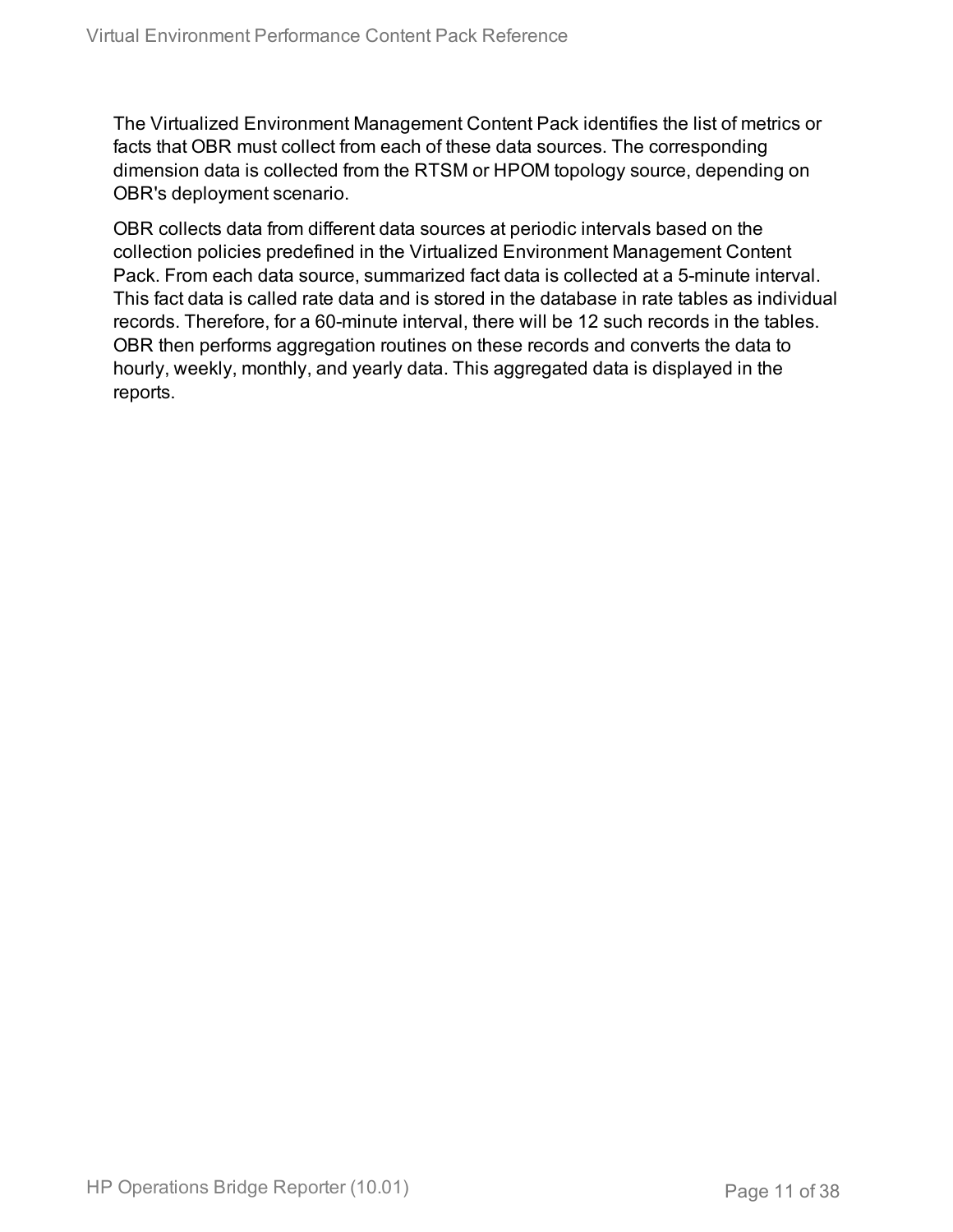The Virtualized Environment Management Content Pack identifies the list of metrics or facts that OBR must collect from each of these data sources. The corresponding dimension data is collected from the RTSM or HPOM topology source, depending on OBR's deployment scenario.

OBR collects data from different data sources at periodic intervals based on the collection policies predefined in the Virtualized Environment Management Content Pack. From each data source, summarized fact data is collected at a 5-minute interval. This fact data is called rate data and is stored in the database in rate tables as individual records. Therefore, for a 60-minute interval, there will be 12 such records in the tables. OBR then performs aggregation routines on these records and converts the data to hourly, weekly, monthly, and yearly data. This aggregated data is displayed in the reports.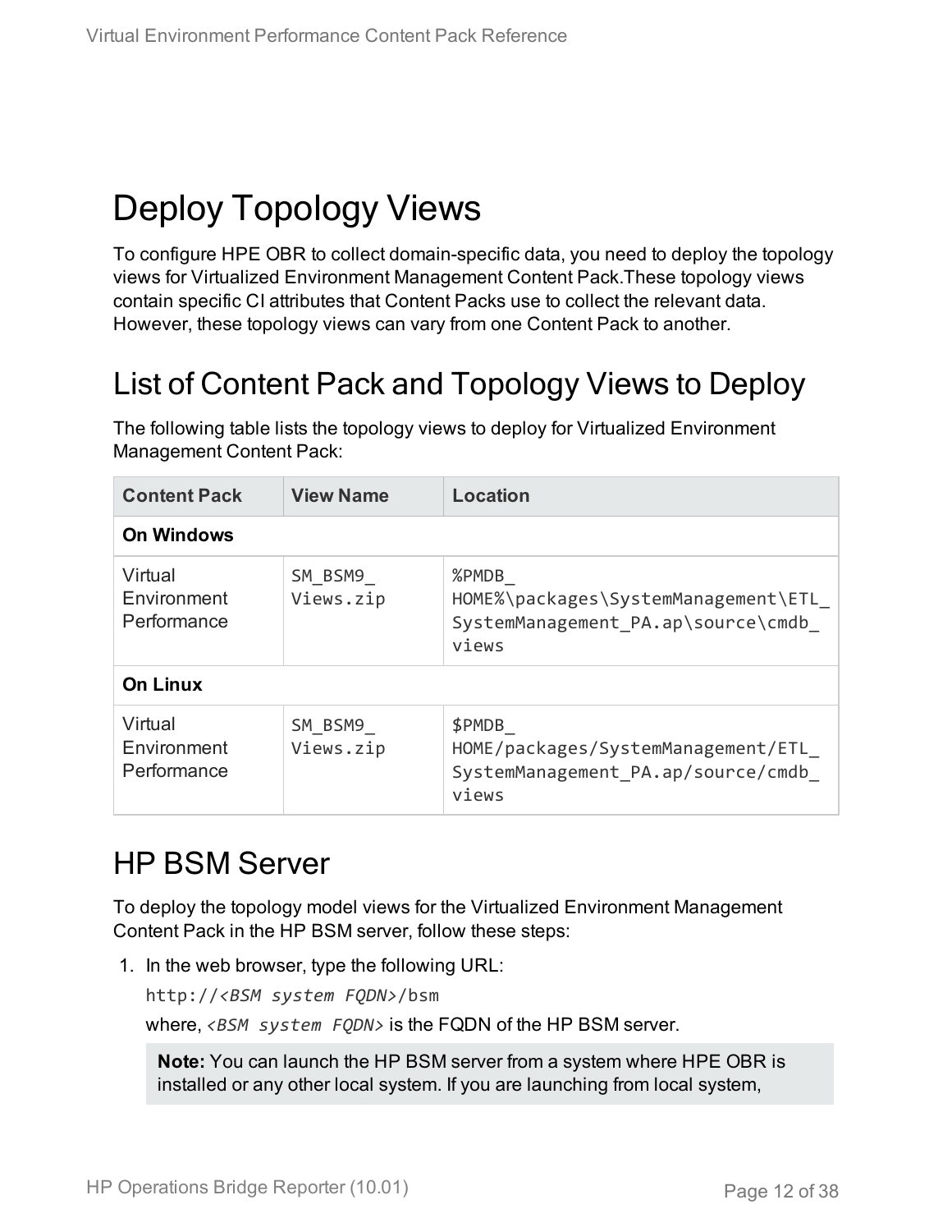# Deploy Topology Views

To configure HPE OBR to collect domain-specific data, you need to deploy the topology views for Virtualized Environment Management Content Pack.These topology views contain specific CI attributes that Content Packs use to collect the relevant data. However, these topology views can vary from one Content Pack to another.

## List of Content Pack and Topology Views to Deploy

The following table lists the topology views to deploy for Virtualized Environment Management Content Pack:

| Content Pack | View Name | Location |
| --- | --- | --- |
| **On Windows** | | |
| Virtual Environment Performance | `SM_BSM9_Views.zip` | `%PMDB_HOME%\packages\SystemManagement\ETL_SystemManagement_PA.ap\source\cmdb_views` |
| **On Linux** | | |
| Virtual Environment Performance | `SM_BSM9_Views.zip` | `$PMDB_HOME/packages/SystemManagement/ETL_SystemManagement_PA.ap/source/cmdb_views` |

## HP BSM Server

To deploy the topology model views for the Virtualized Environment Management Content Pack in the HP BSM server, follow these steps:

1. In the web browser, type the following URL:

   `http://<BSM system FQDN>/bsm`

   where, *`<BSM system FQDN>`* is the FQDN of the HP BSM server.

   > **Note:** You can launch the HP BSM server from a system where HPE OBR is installed or any other local system. If you are launching from local system,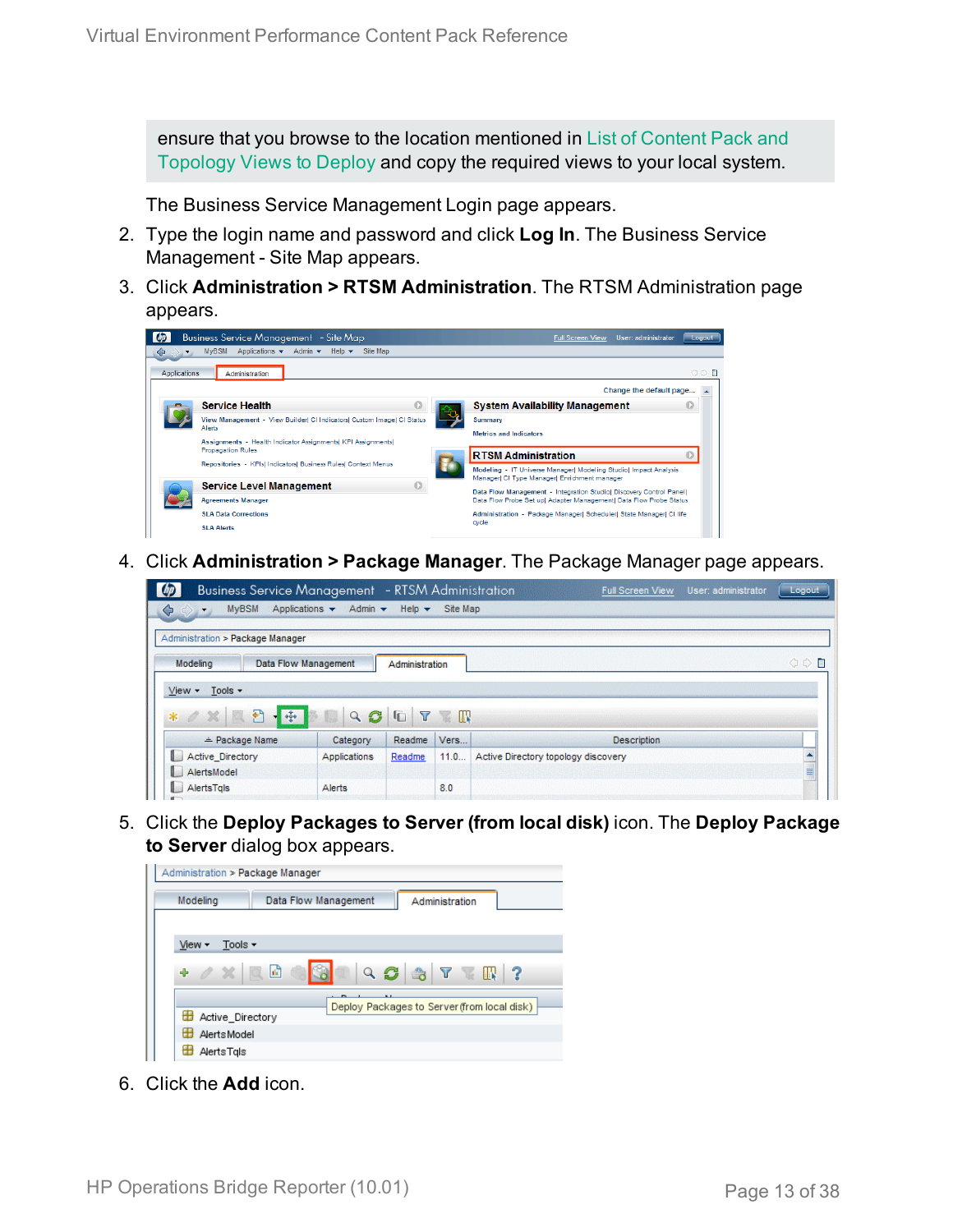ensure that you browse to the location mentioned in List of Content Pack and Topology Views to Deploy and copy the required views to your local system.

The Business Service Management Login page appears.

2. Type the login name and password and click **Log In**. The Business Service Management - Site Map appears.
3. Click **Administration > RTSM Administration**. The RTSM Administration page appears.
4. Click **Administration > Package Manager**. The Package Manager page appears.
5. Click the **Deploy Packages to Server (from local disk)** icon. The **Deploy Package to Server** dialog box appears.
6. Click the **Add** icon.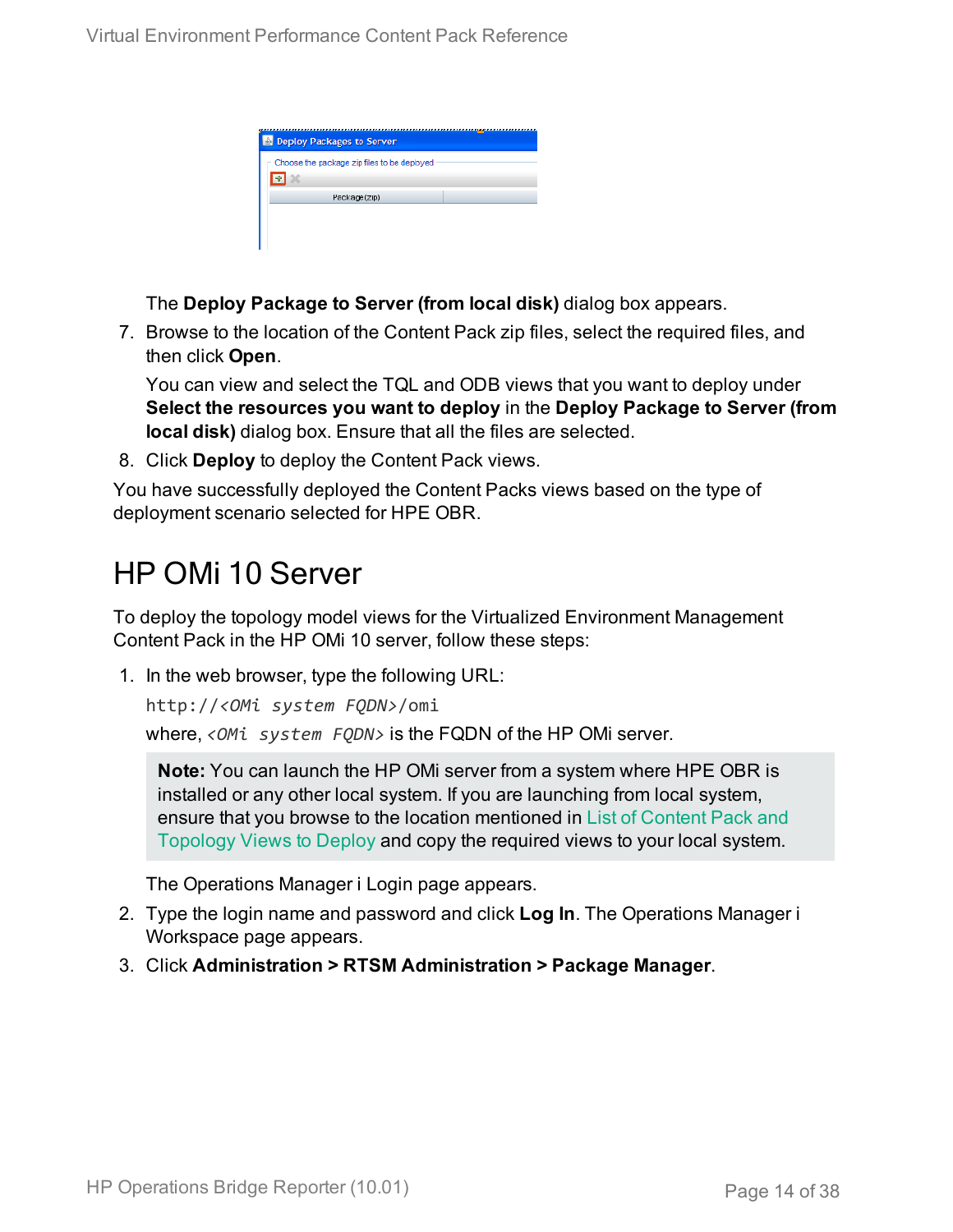The **Deploy Package to Server (from local disk)** dialog box appears.

7. Browse to the location of the Content Pack zip files, select the required files, and then click **Open**.

   You can view and select the TQL and ODB views that you want to deploy under **Select the resources you want to deploy** in the **Deploy Package to Server (from local disk)** dialog box. Ensure that all the files are selected.

8. Click **Deploy** to deploy the Content Pack views.

You have successfully deployed the Content Packs views based on the type of deployment scenario selected for HPE OBR.

# HP OMi 10 Server

To deploy the topology model views for the Virtualized Environment Management Content Pack in the HP OMi 10 server, follow these steps:

1. In the web browser, type the following URL:

   `http://<OMi system FQDN>/omi`

   where, *<OMi system FQDN>* is the FQDN of the HP OMi server.

   > **Note:** You can launch the HP OMi server from a system where HPE OBR is installed or any other local system. If you are launching from local system, ensure that you browse to the location mentioned in List of Content Pack and Topology Views to Deploy and copy the required views to your local system.

   The Operations Manager i Login page appears.

2. Type the login name and password and click **Log In**. The Operations Manager i Workspace page appears.

3. Click **Administration > RTSM Administration > Package Manager**.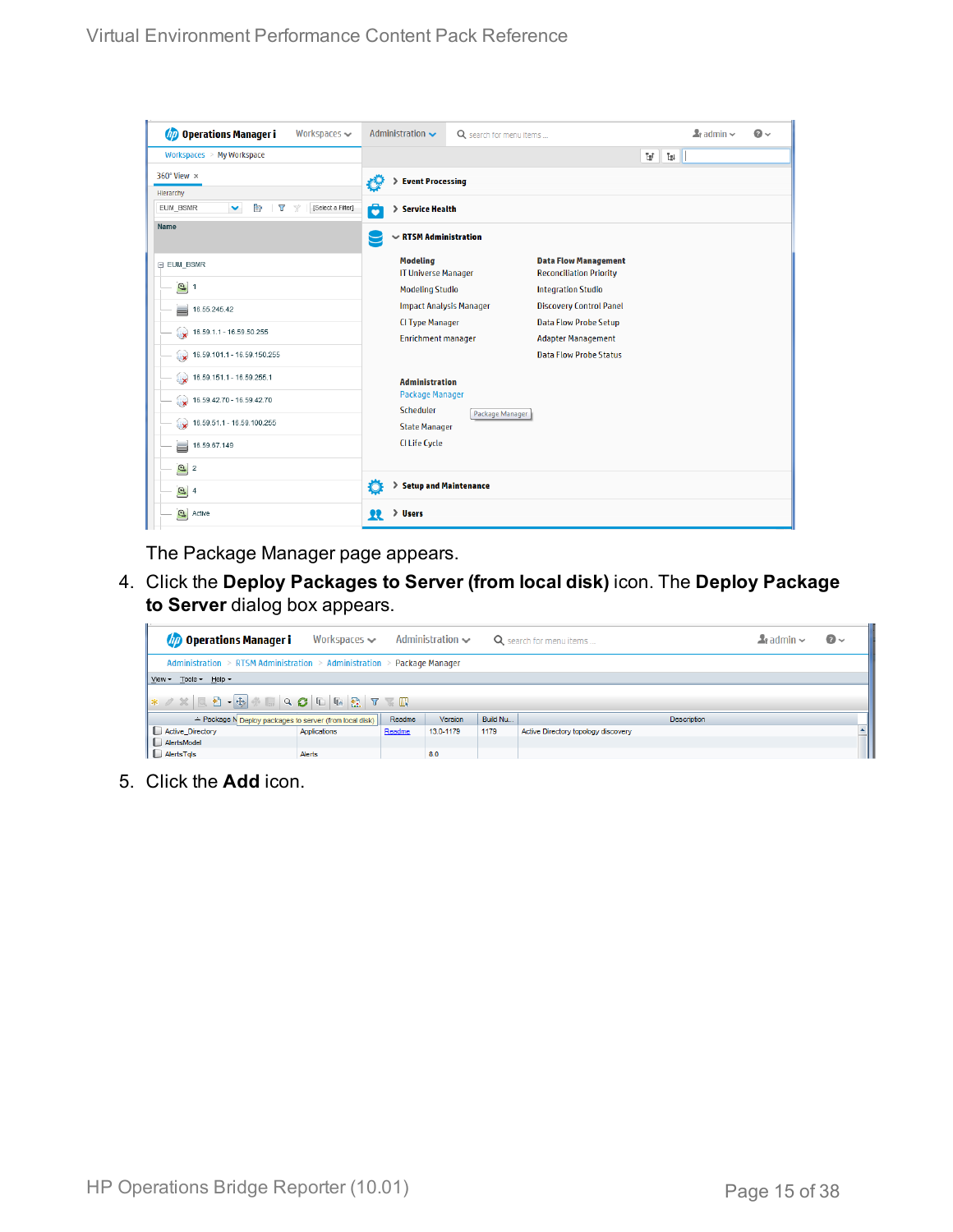The Package Manager page appears.

4. Click the **Deploy Packages to Server (from local disk)** icon. The **Deploy Package to Server** dialog box appears.

5. Click the **Add** icon.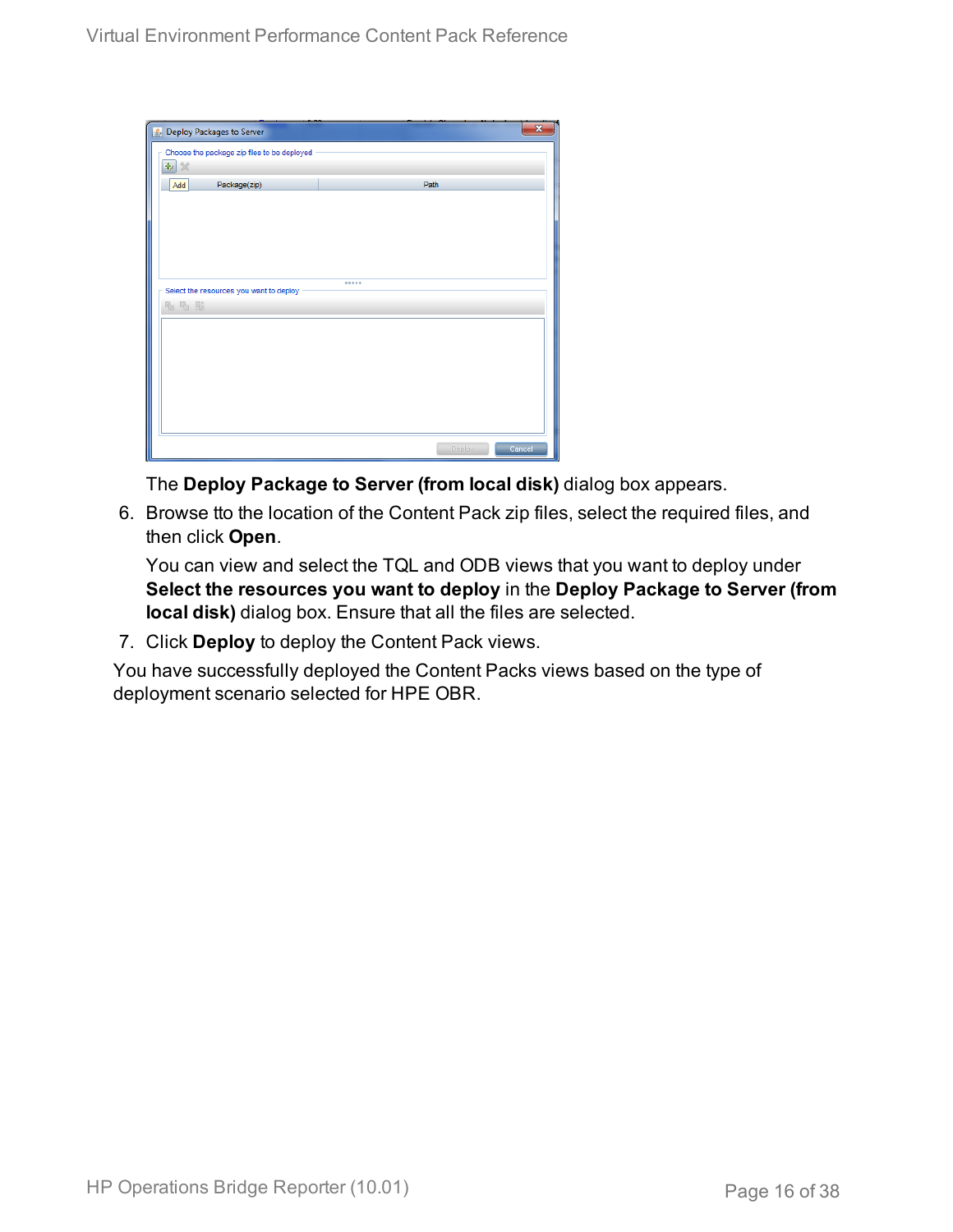The **Deploy Package to Server (from local disk)** dialog box appears.

6. Browse tto the location of the Content Pack zip files, select the required files, and then click **Open**.

   You can view and select the TQL and ODB views that you want to deploy under **Select the resources you want to deploy** in the **Deploy Package to Server (from local disk)** dialog box. Ensure that all the files are selected.

7. Click **Deploy** to deploy the Content Pack views.

You have successfully deployed the Content Packs views based on the type of deployment scenario selected for HPE OBR.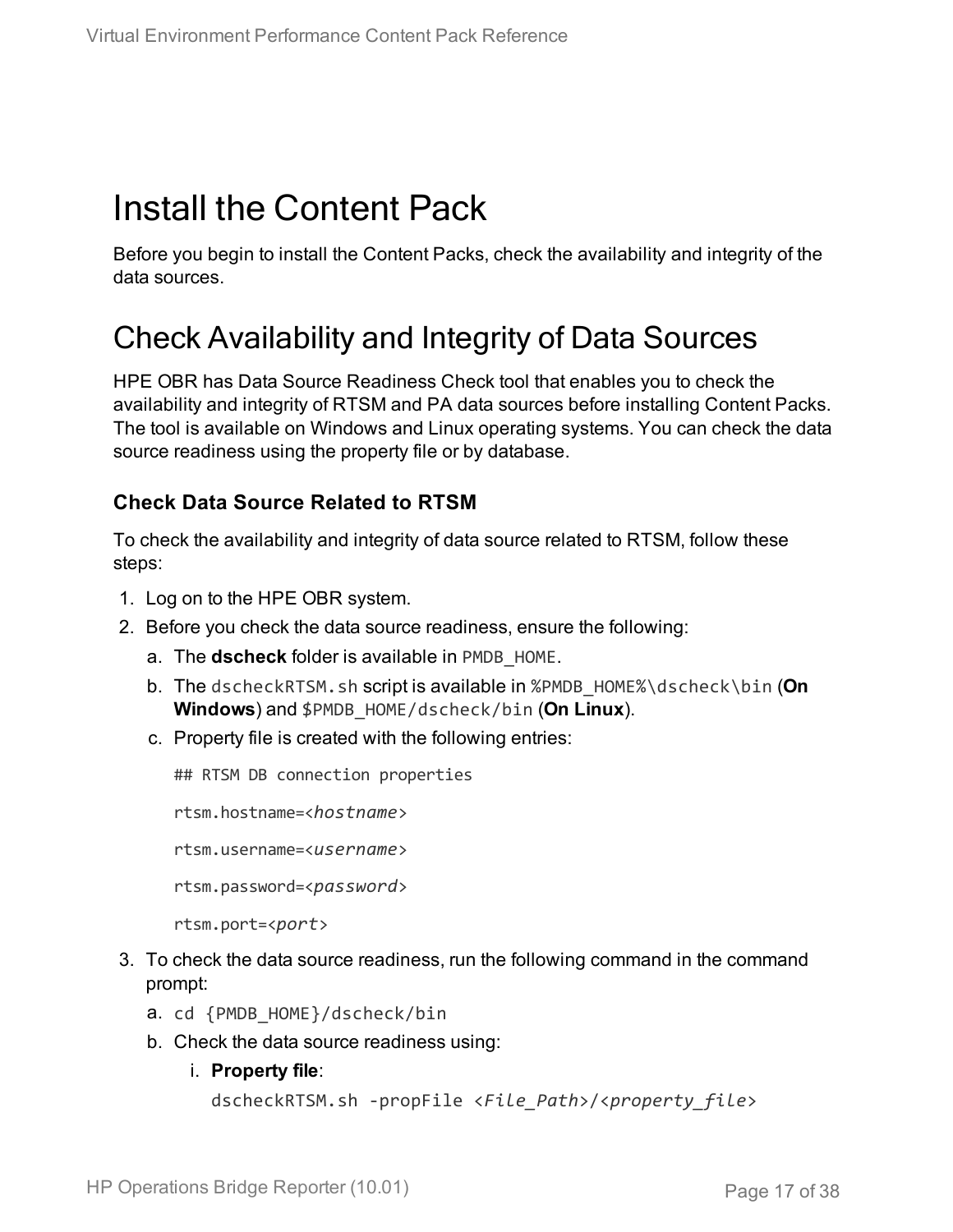# Install the Content Pack

Before you begin to install the Content Packs, check the availability and integrity of the data sources.

## Check Availability and Integrity of Data Sources

HPE OBR has Data Source Readiness Check tool that enables you to check the availability and integrity of RTSM and PA data sources before installing Content Packs. The tool is available on Windows and Linux operating systems. You can check the data source readiness using the property file or by database.

### Check Data Source Related to RTSM

To check the availability and integrity of data source related to RTSM, follow these steps:

1. Log on to the HPE OBR system.
2. Before you check the data source readiness, ensure the following:
   a. The **dscheck** folder is available in `PMDB_HOME`.
   b. The `dscheckRTSM.sh` script is available in `%PMDB_HOME%\dscheck\bin` (**On Windows**) and `$PMDB_HOME/dscheck/bin` (**On Linux**).
   c. Property file is created with the following entries:

   ```
   ## RTSM DB connection properties

   rtsm.hostname=<hostname>

   rtsm.username=<username>

   rtsm.password=<password>

   rtsm.port=<port>
   ```

3. To check the data source readiness, run the following command in the command prompt:
   a. `cd {PMDB_HOME}/dscheck/bin`
   b. Check the data source readiness using:
      i. **Property file**:

      ```
      dscheckRTSM.sh -propFile <File_Path>/<property_file>
      ```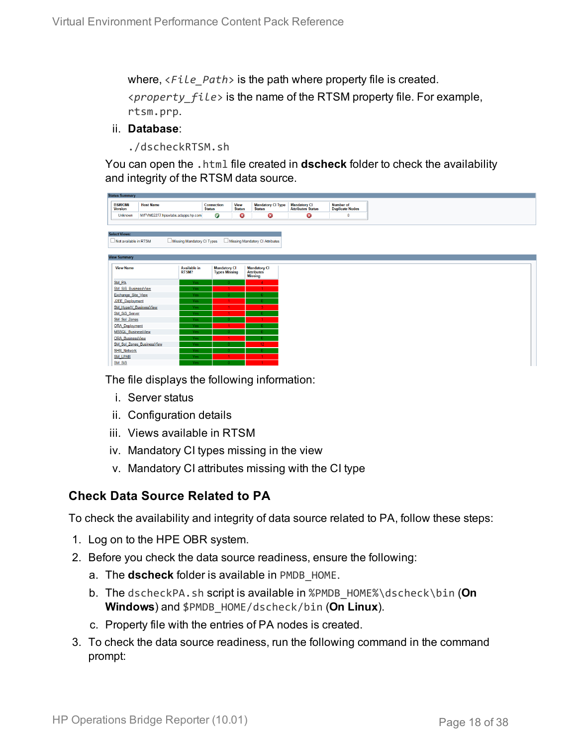where, `<File_Path>` is the path where property file is created.

`<property_file>` is the name of the RTSM property file. For example, `rtsm.prp`.

ii. **Database**:

```
./dscheckRTSM.sh
```

You can open the `.html` file created in **dscheck** folder to check the availability and integrity of the RTSM data source.

The file displays the following information:

i. Server status
ii. Configuration details
iii. Views available in RTSM
iv. Mandatory CI types missing in the view
v. Mandatory CI attributes missing with the CI type

## Check Data Source Related to PA

To check the availability and integrity of data source related to PA, follow these steps:

1. Log on to the HPE OBR system.
2. Before you check the data source readiness, ensure the following:
   a. The **dscheck** folder is available in `PMDB_HOME`.
   b. The `dscheckPA.sh` script is available in `%PMDB_HOME%\dscheck\bin` (**On Windows**) and `$PMDB_HOME/dscheck/bin` (**On Linux**).
   c. Property file with the entries of PA nodes is created.
3. To check the data source readiness, run the following command in the command prompt: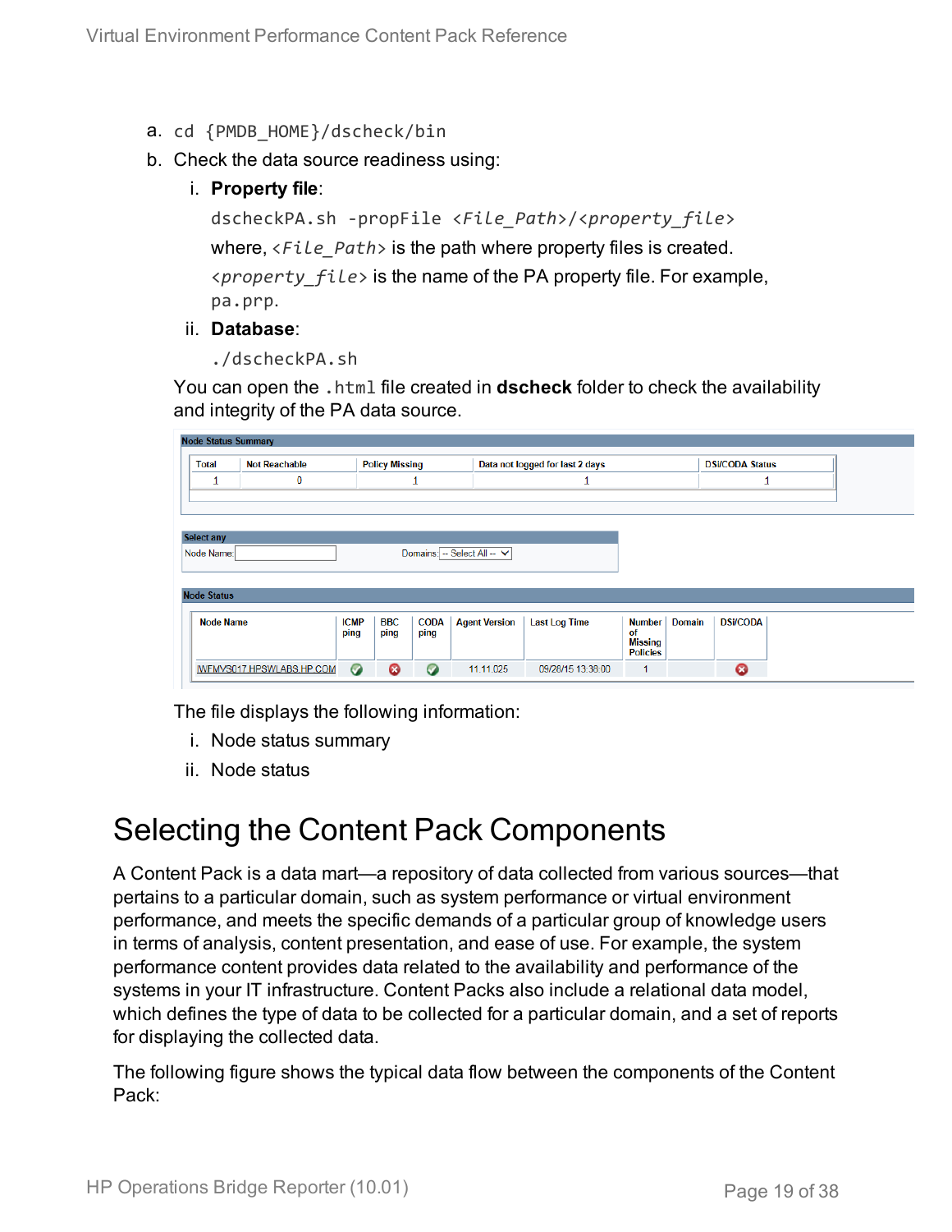a. `cd {PMDB_HOME}/dscheck/bin`
b. Check the data source readiness using:
   i. **Property file**:

      `dscheckPA.sh -propFile <File_Path>/<property_file>`

      where, `<File_Path>` is the path where property files is created.

      `<property_file>` is the name of the PA property file. For example, `pa.prp`.
   ii. **Database**:

      `./dscheckPA.sh`

   You can open the `.html` file created in **dscheck** folder to check the availability and integrity of the PA data source.

**Node Status Summary**

| Total | Not Reachable | Policy Missing | Data not logged for last 2 days | DSI/CODA Status |
|---|---|---|---|---|
| 1 | 0 | 1 | 1 | 1 |

**Select any**

Node Name: [ ] Domains: -- Select All --

**Node Status**

| Node Name | ICMP ping | BBC ping | CODA ping | Agent Version | Last Log Time | Number of Missing Policies | Domain | DSI/CODA |
|---|---|---|---|---|---|---|---|---|
| IWFMVS017.HPSWLABS.HP.COM | ✓ | ✗ | ✓ | 11.11.025 | 09/26/15 13:38:00 | 1 | | ✗ |

   The file displays the following information:
   i. Node status summary
   ii. Node status

# Selecting the Content Pack Components

A Content Pack is a data mart—a repository of data collected from various sources—that pertains to a particular domain, such as system performance or virtual environment performance, and meets the specific demands of a particular group of knowledge users in terms of analysis, content presentation, and ease of use. For example, the system performance content provides data related to the availability and performance of the systems in your IT infrastructure. Content Packs also include a relational data model, which defines the type of data to be collected for a particular domain, and a set of reports for displaying the collected data.

The following figure shows the typical data flow between the components of the Content Pack: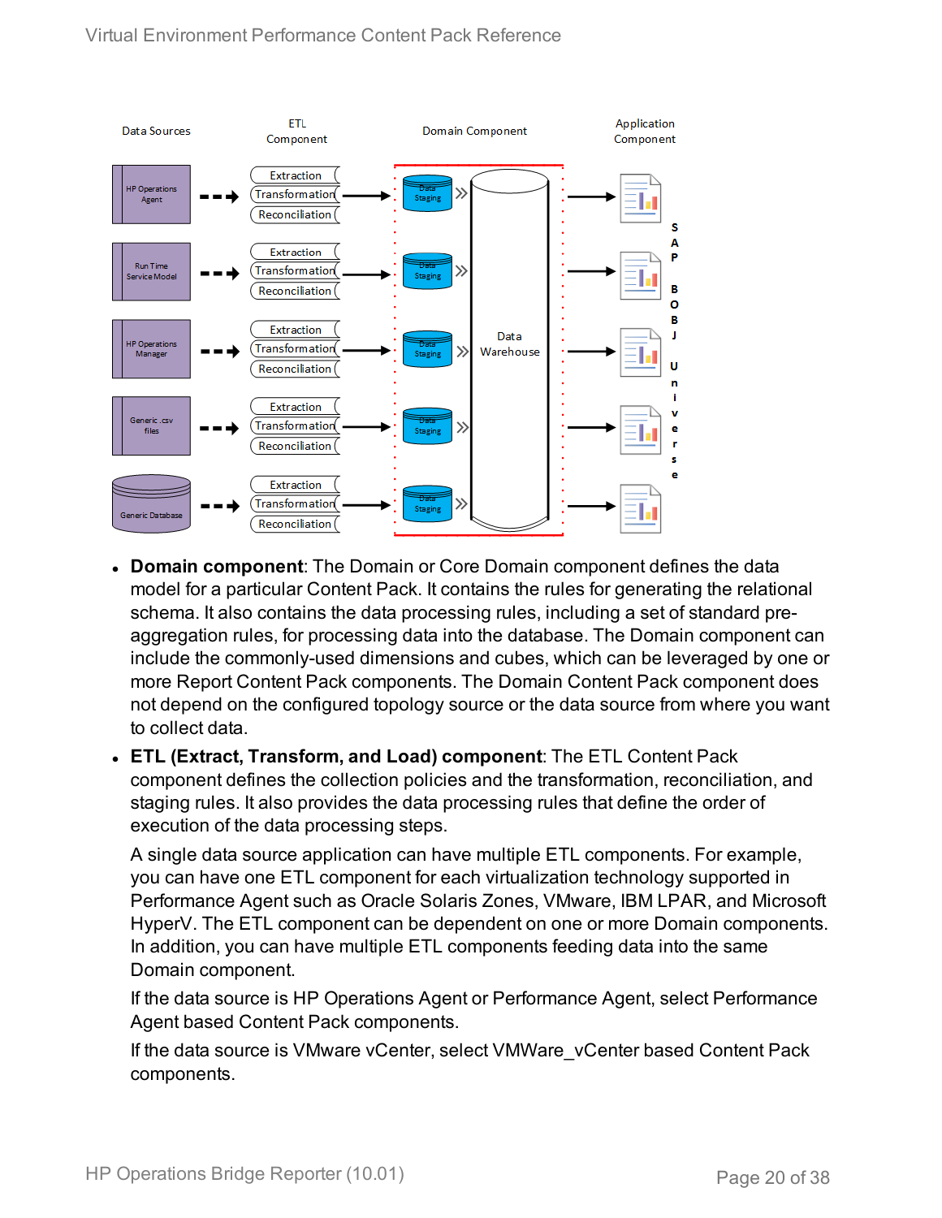Data Sources

ETL Component

Domain Component

Application Component

HP Operations Agent

Run Time Service Model

HP Operations Manager

Generic .csv files

Generic Database

Extraction

Transformation

Reconciliation

Data Staging

Data Warehouse

SAP BOBJ Universe

- **Domain component**: The Domain or Core Domain component defines the data model for a particular Content Pack. It contains the rules for generating the relational schema. It also contains the data processing rules, including a set of standard pre-aggregation rules, for processing data into the database. The Domain component can include the commonly-used dimensions and cubes, which can be leveraged by one or more Report Content Pack components. The Domain Content Pack component does not depend on the configured topology source or the data source from where you want to collect data.
- **ETL (Extract, Transform, and Load) component**: The ETL Content Pack component defines the collection policies and the transformation, reconciliation, and staging rules. It also provides the data processing rules that define the order of execution of the data processing steps.

  A single data source application can have multiple ETL components. For example, you can have one ETL component for each virtualization technology supported in Performance Agent such as Oracle Solaris Zones, VMware, IBM LPAR, and Microsoft HyperV. The ETL component can be dependent on one or more Domain components. In addition, you can have multiple ETL components feeding data into the same Domain component.

  If the data source is HP Operations Agent or Performance Agent, select Performance Agent based Content Pack components.

  If the data source is VMware vCenter, select VMWare_vCenter based Content Pack components.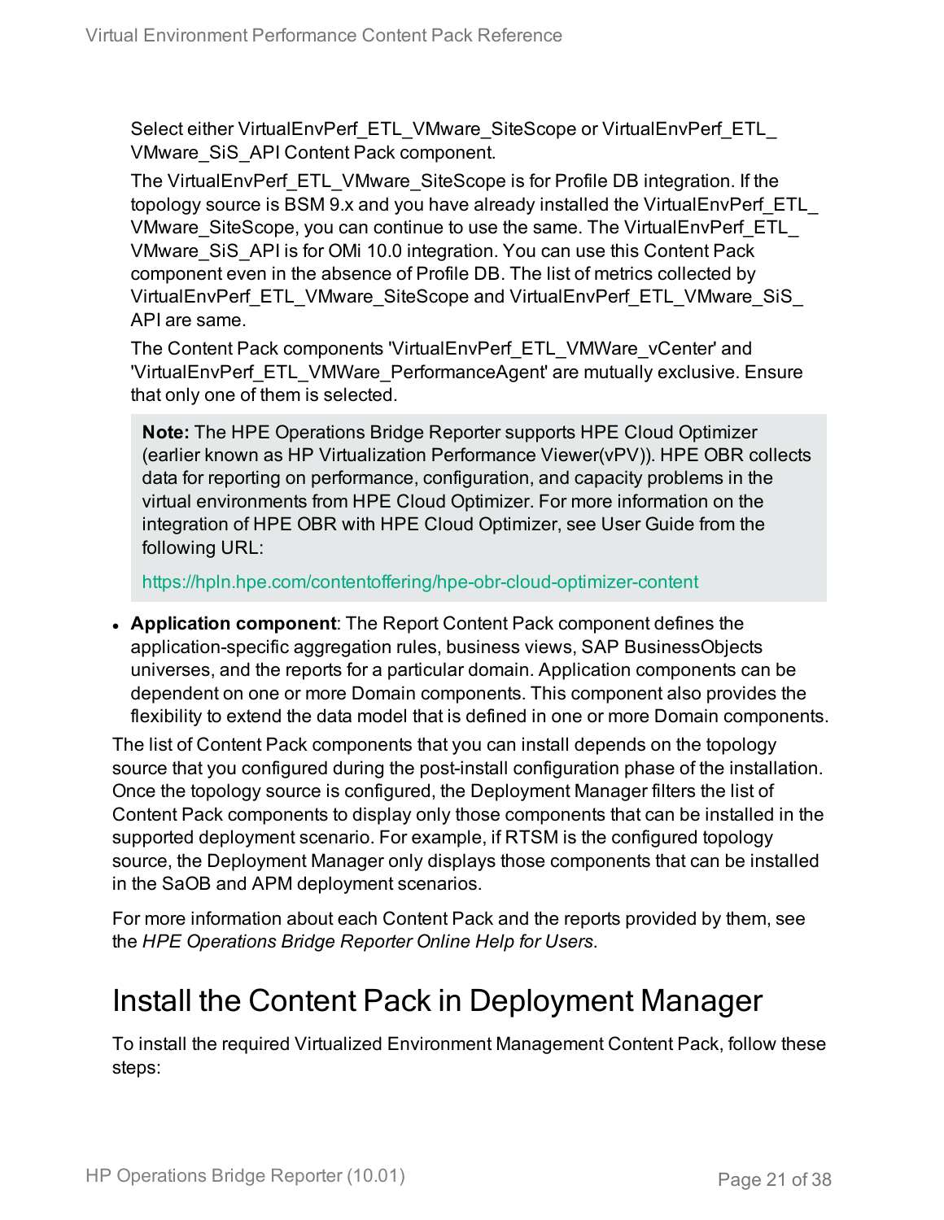Select either VirtualEnvPerf_ETL_VMware_SiteScope or VirtualEnvPerf_ETL_VMware_SiS_API Content Pack component.

The VirtualEnvPerf_ETL_VMware_SiteScope is for Profile DB integration. If the topology source is BSM 9.x and you have already installed the VirtualEnvPerf_ETL_VMware_SiteScope, you can continue to use the same. The VirtualEnvPerf_ETL_VMware_SiS_API is for OMi 10.0 integration. You can use this Content Pack component even in the absence of Profile DB. The list of metrics collected by VirtualEnvPerf_ETL_VMware_SiteScope and VirtualEnvPerf_ETL_VMware_SiS_API are same.

The Content Pack components 'VirtualEnvPerf_ETL_VMWare_vCenter' and 'VirtualEnvPerf_ETL_VMWare_PerformanceAgent' are mutually exclusive. Ensure that only one of them is selected.

> **Note:** The HPE Operations Bridge Reporter supports HPE Cloud Optimizer (earlier known as HP Virtualization Performance Viewer(vPV)). HPE OBR collects data for reporting on performance, configuration, and capacity problems in the virtual environments from HPE Cloud Optimizer. For more information on the integration of HPE OBR with HPE Cloud Optimizer, see User Guide from the following URL:
>
> https://hpln.hpe.com/contentoffering/hpe-obr-cloud-optimizer-content

- **Application component**: The Report Content Pack component defines the application-specific aggregation rules, business views, SAP BusinessObjects universes, and the reports for a particular domain. Application components can be dependent on one or more Domain components. This component also provides the flexibility to extend the data model that is defined in one or more Domain components.

The list of Content Pack components that you can install depends on the topology source that you configured during the post-install configuration phase of the installation. Once the topology source is configured, the Deployment Manager filters the list of Content Pack components to display only those components that can be installed in the supported deployment scenario. For example, if RTSM is the configured topology source, the Deployment Manager only displays those components that can be installed in the SaOB and APM deployment scenarios.

For more information about each Content Pack and the reports provided by them, see the *HPE Operations Bridge Reporter Online Help for Users*.

# Install the Content Pack in Deployment Manager

To install the required Virtualized Environment Management Content Pack, follow these steps: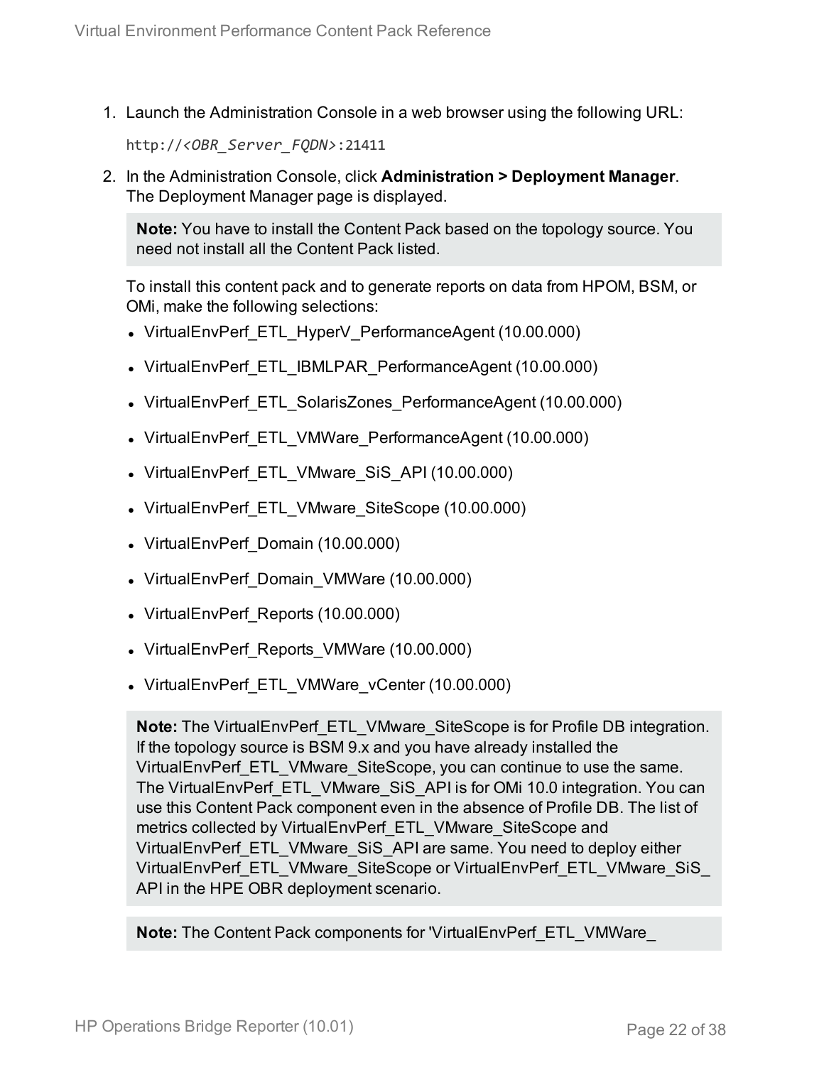1. Launch the Administration Console in a web browser using the following URL:

   `http://<OBR_Server_FQDN>:21411`

2. In the Administration Console, click **Administration > Deployment Manager**. The Deployment Manager page is displayed.

   **Note:** You have to install the Content Pack based on the topology source. You need not install all the Content Pack listed.

   To install this content pack and to generate reports on data from HPOM, BSM, or OMi, make the following selections:

   - VirtualEnvPerf_ETL_HyperV_PerformanceAgent (10.00.000)
   - VirtualEnvPerf_ETL_IBMLPAR_PerformanceAgent (10.00.000)
   - VirtualEnvPerf_ETL_SolarisZones_PerformanceAgent (10.00.000)
   - VirtualEnvPerf_ETL_VMWare_PerformanceAgent (10.00.000)
   - VirtualEnvPerf_ETL_VMware_SiS_API (10.00.000)
   - VirtualEnvPerf_ETL_VMware_SiteScope (10.00.000)
   - VirtualEnvPerf_Domain (10.00.000)
   - VirtualEnvPerf_Domain_VMWare (10.00.000)
   - VirtualEnvPerf_Reports (10.00.000)
   - VirtualEnvPerf_Reports_VMWare (10.00.000)
   - VirtualEnvPerf_ETL_VMWare_vCenter (10.00.000)

   **Note:** The VirtualEnvPerf_ETL_VMware_SiteScope is for Profile DB integration. If the topology source is BSM 9.x and you have already installed the VirtualEnvPerf_ETL_VMware_SiteScope, you can continue to use the same. The VirtualEnvPerf_ETL_VMware_SiS_API is for OMi 10.0 integration. You can use this Content Pack component even in the absence of Profile DB. The list of metrics collected by VirtualEnvPerf_ETL_VMware_SiteScope and VirtualEnvPerf_ETL_VMware_SiS_API are same. You need to deploy either VirtualEnvPerf_ETL_VMware_SiteScope or VirtualEnvPerf_ETL_VMware_SiS_API in the HPE OBR deployment scenario.

   **Note:** The Content Pack components for 'VirtualEnvPerf_ETL_VMWare_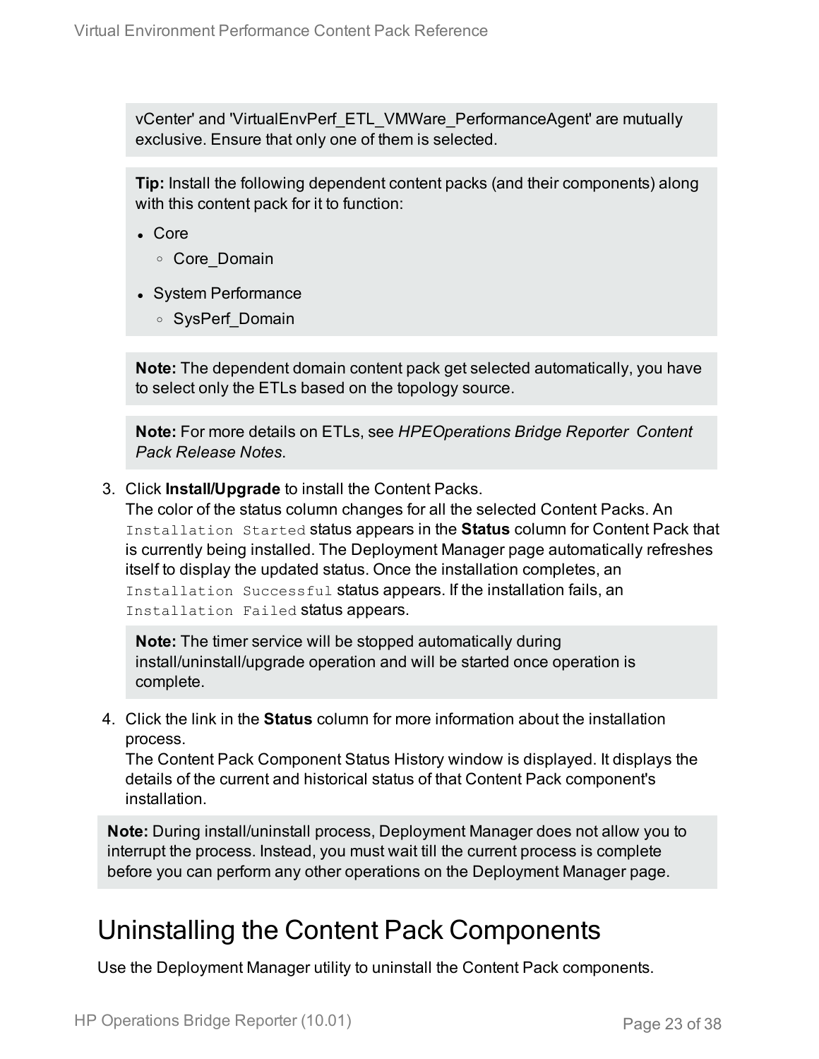vCenter' and 'VirtualEnvPerf_ETL_VMWare_PerformanceAgent' are mutually exclusive. Ensure that only one of them is selected.

**Tip:** Install the following dependent content packs (and their components) along with this content pack for it to function:

- Core
  - Core_Domain
- System Performance
  - SysPerf_Domain

**Note:** The dependent domain content pack get selected automatically, you have to select only the ETLs based on the topology source.

**Note:** For more details on ETLs, see *HPEOperations Bridge Reporter Content Pack Release Notes*.

3. Click **Install/Upgrade** to install the Content Packs.
   The color of the status column changes for all the selected Content Packs. An `Installation Started` status appears in the **Status** column for Content Pack that is currently being installed. The Deployment Manager page automatically refreshes itself to display the updated status. Once the installation completes, an `Installation Successful` status appears. If the installation fails, an `Installation Failed` status appears.

   **Note:** The timer service will be stopped automatically during install/uninstall/upgrade operation and will be started once operation is complete.

4. Click the link in the **Status** column for more information about the installation process.
   The Content Pack Component Status History window is displayed. It displays the details of the current and historical status of that Content Pack component's installation.

**Note:** During install/uninstall process, Deployment Manager does not allow you to interrupt the process. Instead, you must wait till the current process is complete before you can perform any other operations on the Deployment Manager page.

## Uninstalling the Content Pack Components

Use the Deployment Manager utility to uninstall the Content Pack components.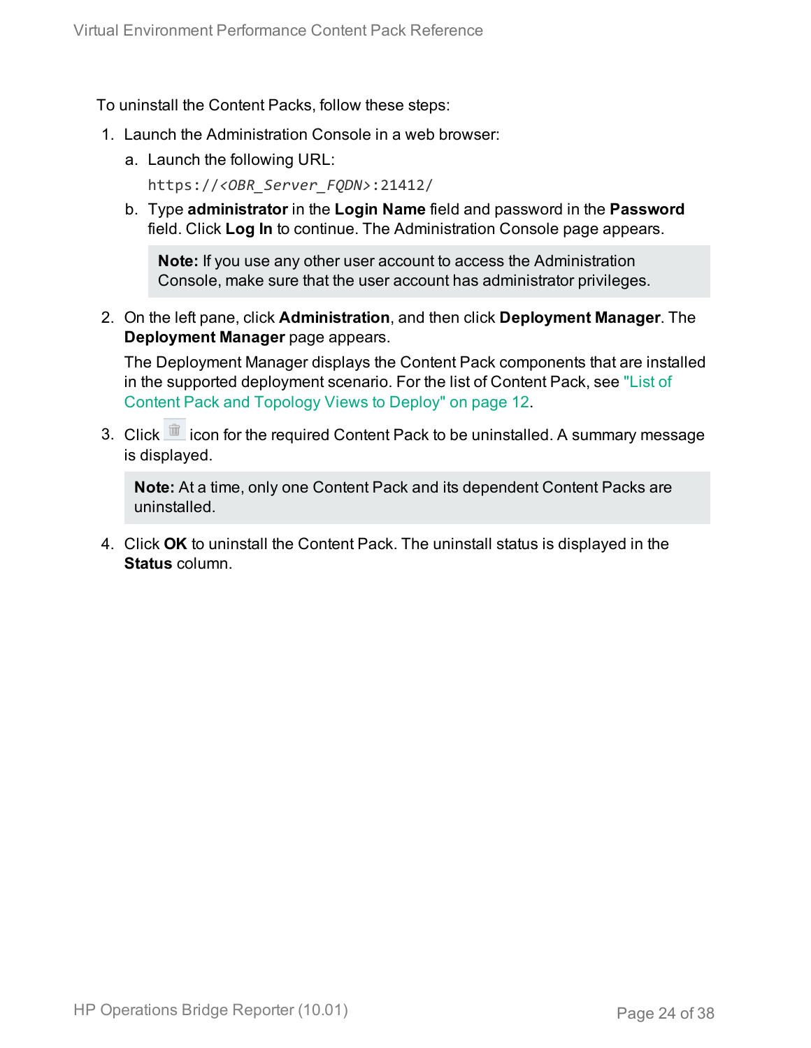To uninstall the Content Packs, follow these steps:

1. Launch the Administration Console in a web browser:
   a. Launch the following URL:

      `https://<OBR_Server_FQDN>:21412/`

   b. Type **administrator** in the **Login Name** field and password in the **Password** field. Click **Log In** to continue. The Administration Console page appears.

      **Note:** If you use any other user account to access the Administration Console, make sure that the user account has administrator privileges.

2. On the left pane, click **Administration**, and then click **Deployment Manager**. The **Deployment Manager** page appears.

   The Deployment Manager displays the Content Pack components that are installed in the supported deployment scenario. For the list of Content Pack, see "List of Content Pack and Topology Views to Deploy" on page 12.

3. Click icon for the required Content Pack to be uninstalled. A summary message is displayed.

   **Note:** At a time, only one Content Pack and its dependent Content Packs are uninstalled.

4. Click **OK** to uninstall the Content Pack. The uninstall status is displayed in the **Status** column.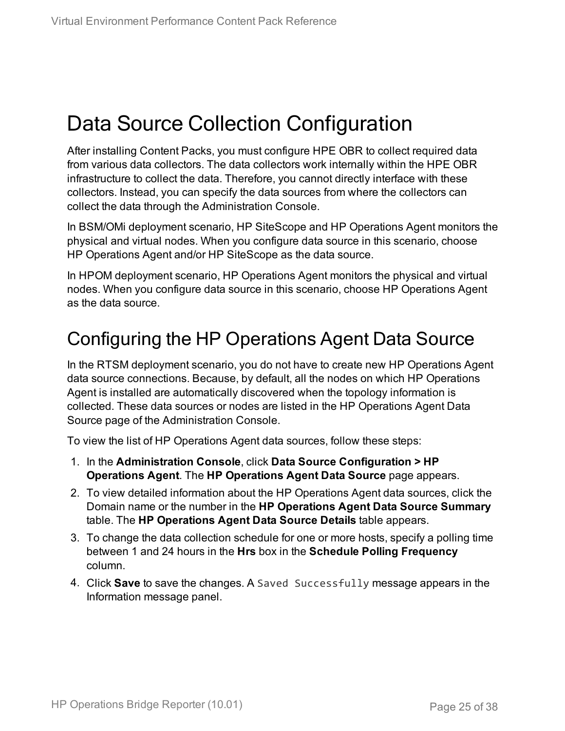# Data Source Collection Configuration

After installing Content Packs, you must configure HPE OBR to collect required data from various data collectors. The data collectors work internally within the HPE OBR infrastructure to collect the data. Therefore, you cannot directly interface with these collectors. Instead, you can specify the data sources from where the collectors can collect the data through the Administration Console.

In BSM/OMi deployment scenario, HP SiteScope and HP Operations Agent monitors the physical and virtual nodes. When you configure data source in this scenario, choose HP Operations Agent and/or HP SiteScope as the data source.

In HPOM deployment scenario, HP Operations Agent monitors the physical and virtual nodes. When you configure data source in this scenario, choose HP Operations Agent as the data source.

## Configuring the HP Operations Agent Data Source

In the RTSM deployment scenario, you do not have to create new HP Operations Agent data source connections. Because, by default, all the nodes on which HP Operations Agent is installed are automatically discovered when the topology information is collected. These data sources or nodes are listed in the HP Operations Agent Data Source page of the Administration Console.

To view the list of HP Operations Agent data sources, follow these steps:

1. In the **Administration Console**, click **Data Source Configuration > HP Operations Agent**. The **HP Operations Agent Data Source** page appears.
2. To view detailed information about the HP Operations Agent data sources, click the Domain name or the number in the **HP Operations Agent Data Source Summary** table. The **HP Operations Agent Data Source Details** table appears.
3. To change the data collection schedule for one or more hosts, specify a polling time between 1 and 24 hours in the **Hrs** box in the **Schedule Polling Frequency** column.
4. Click **Save** to save the changes. A `Saved Successfully` message appears in the Information message panel.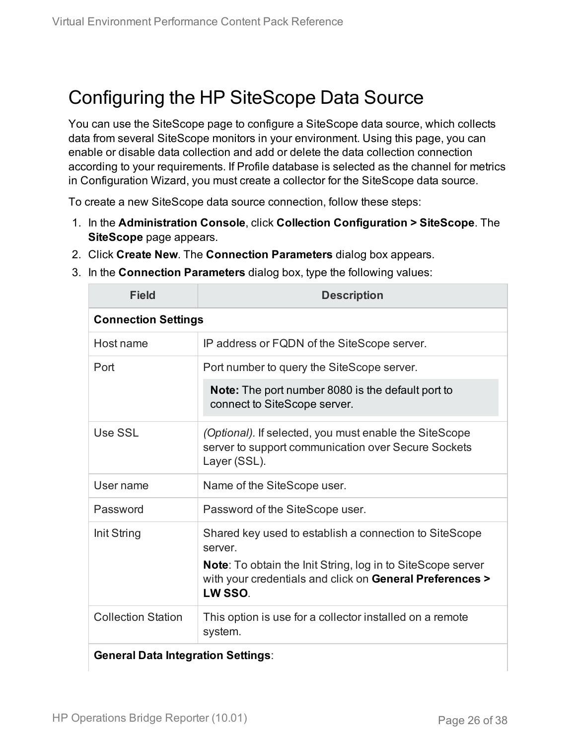# Configuring the HP SiteScope Data Source

You can use the SiteScope page to configure a SiteScope data source, which collects data from several SiteScope monitors in your environment. Using this page, you can enable or disable data collection and add or delete the data collection connection according to your requirements. If Profile database is selected as the channel for metrics in Configuration Wizard, you must create a collector for the SiteScope data source.

To create a new SiteScope data source connection, follow these steps:

1. In the **Administration Console**, click **Collection Configuration > SiteScope**. The **SiteScope** page appears.
2. Click **Create New**. The **Connection Parameters** dialog box appears.
3. In the **Connection Parameters** dialog box, type the following values:

| Field | Description |
|---|---|
| **Connection Settings** | |
| Host name | IP address or FQDN of the SiteScope server. |
| Port | Port number to query the SiteScope server.<br>**Note:** The port number 8080 is the default port to connect to SiteScope server. |
| Use SSL | *(Optional).* If selected, you must enable the SiteScope server to support communication over Secure Sockets Layer (SSL). |
| User name | Name of the SiteScope user. |
| Password | Password of the SiteScope user. |
| Init String | Shared key used to establish a connection to SiteScope server.<br>**Note**: To obtain the Init String, log in to SiteScope server with your credentials and click on **General Preferences > LW SSO**. |
| Collection Station | This option is use for a collector installed on a remote system. |
| **General Data Integration Settings**: | |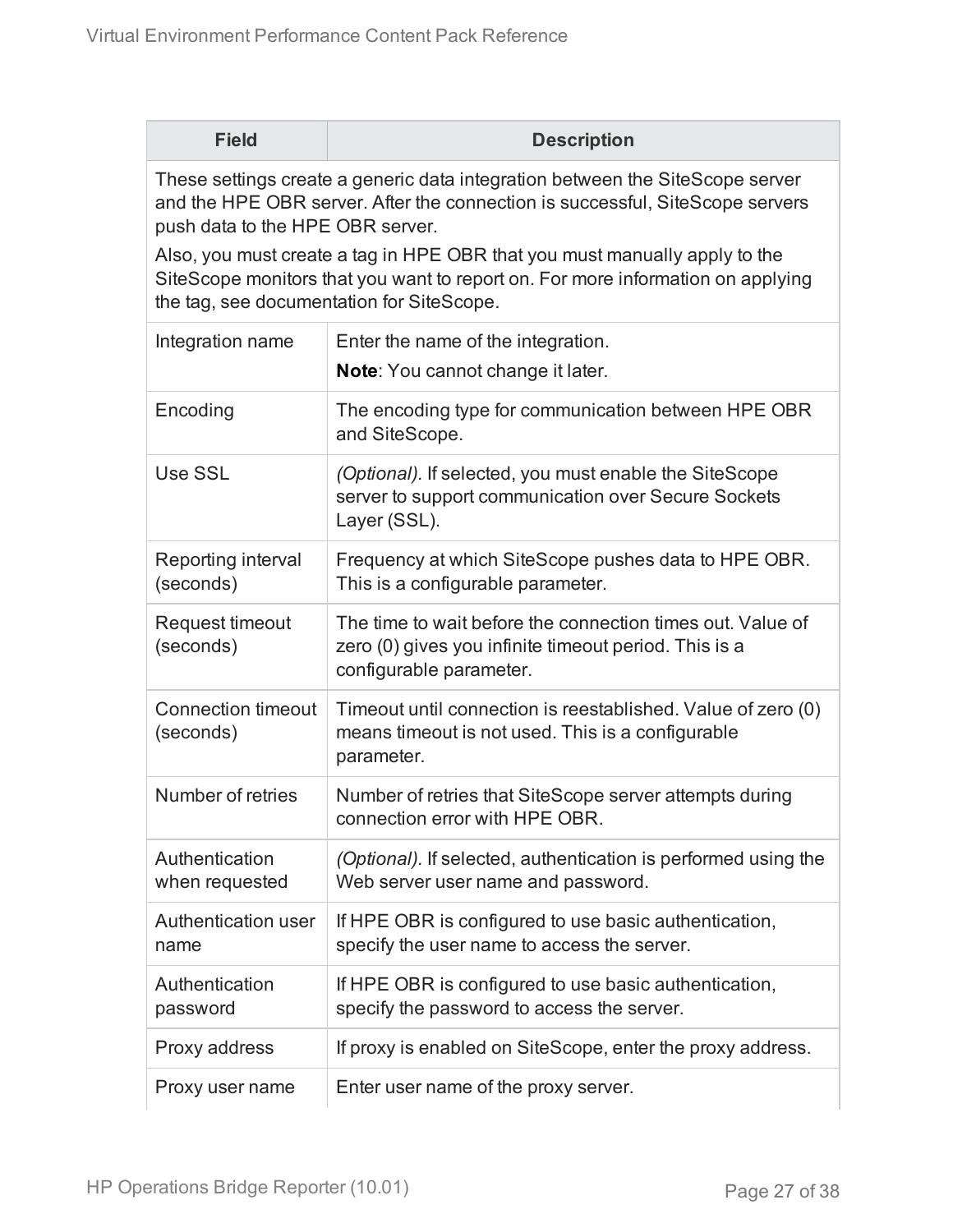| Field | Description |
| --- | --- |
| These settings create a generic data integration between the SiteScope server and the HPE OBR server. After the connection is successful, SiteScope servers push data to the HPE OBR server.<br>Also, you must create a tag in HPE OBR that you must manually apply to the SiteScope monitors that you want to report on. For more information on applying the tag, see documentation for SiteScope. | |
| Integration name | Enter the name of the integration.<br>**Note**: You cannot change it later. |
| Encoding | The encoding type for communication between HPE OBR and SiteScope. |
| Use SSL | *(Optional).* If selected, you must enable the SiteScope server to support communication over Secure Sockets Layer (SSL). |
| Reporting interval (seconds) | Frequency at which SiteScope pushes data to HPE OBR. This is a configurable parameter. |
| Request timeout (seconds) | The time to wait before the connection times out. Value of zero (0) gives you infinite timeout period. This is a configurable parameter. |
| Connection timeout (seconds) | Timeout until connection is reestablished. Value of zero (0) means timeout is not used. This is a configurable parameter. |
| Number of retries | Number of retries that SiteScope server attempts during connection error with HPE OBR. |
| Authentication when requested | *(Optional).* If selected, authentication is performed using the Web server user name and password. |
| Authentication user name | If HPE OBR is configured to use basic authentication, specify the user name to access the server. |
| Authentication password | If HPE OBR is configured to use basic authentication, specify the password to access the server. |
| Proxy address | If proxy is enabled on SiteScope, enter the proxy address. |
| Proxy user name | Enter user name of the proxy server. |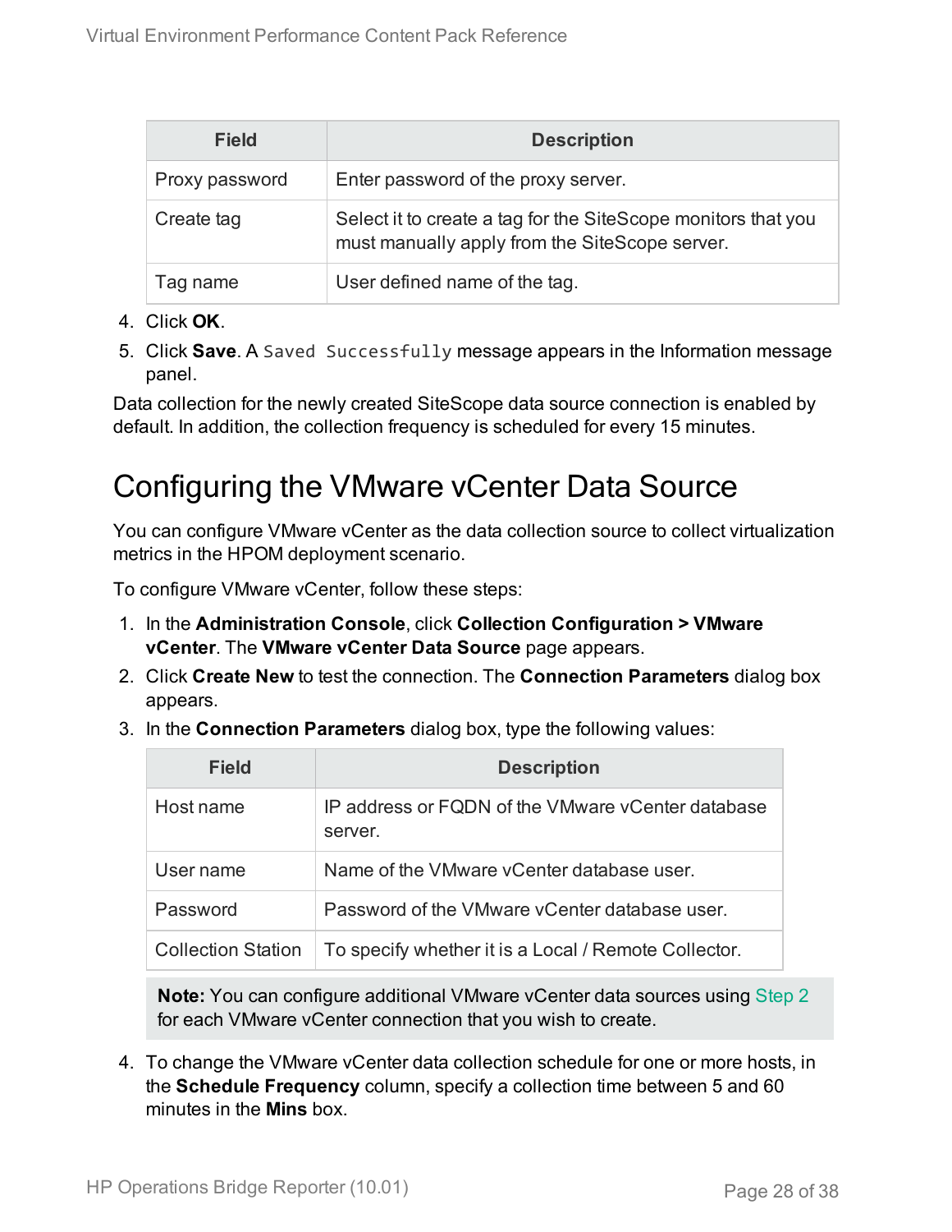| Field | Description |
|---|---|
| Proxy password | Enter password of the proxy server. |
| Create tag | Select it to create a tag for the SiteScope monitors that you must manually apply from the SiteScope server. |
| Tag name | User defined name of the tag. |

4. Click **OK**.
5. Click **Save**. A `Saved Successfully` message appears in the Information message panel.

Data collection for the newly created SiteScope data source connection is enabled by default. In addition, the collection frequency is scheduled for every 15 minutes.

# Configuring the VMware vCenter Data Source

You can configure VMware vCenter as the data collection source to collect virtualization metrics in the HPOM deployment scenario.

To configure VMware vCenter, follow these steps:

1. In the **Administration Console**, click **Collection Configuration > VMware vCenter**. The **VMware vCenter Data Source** page appears.
2. Click **Create New** to test the connection. The **Connection Parameters** dialog box appears.
3. In the **Connection Parameters** dialog box, type the following values:

| Field | Description |
|---|---|
| Host name | IP address or FQDN of the VMware vCenter database server. |
| User name | Name of the VMware vCenter database user. |
| Password | Password of the VMware vCenter database user. |
| Collection Station | To specify whether it is a Local / Remote Collector. |

**Note:** You can configure additional VMware vCenter data sources using Step 2 for each VMware vCenter connection that you wish to create.

4. To change the VMware vCenter data collection schedule for one or more hosts, in the **Schedule Frequency** column, specify a collection time between 5 and 60 minutes in the **Mins** box.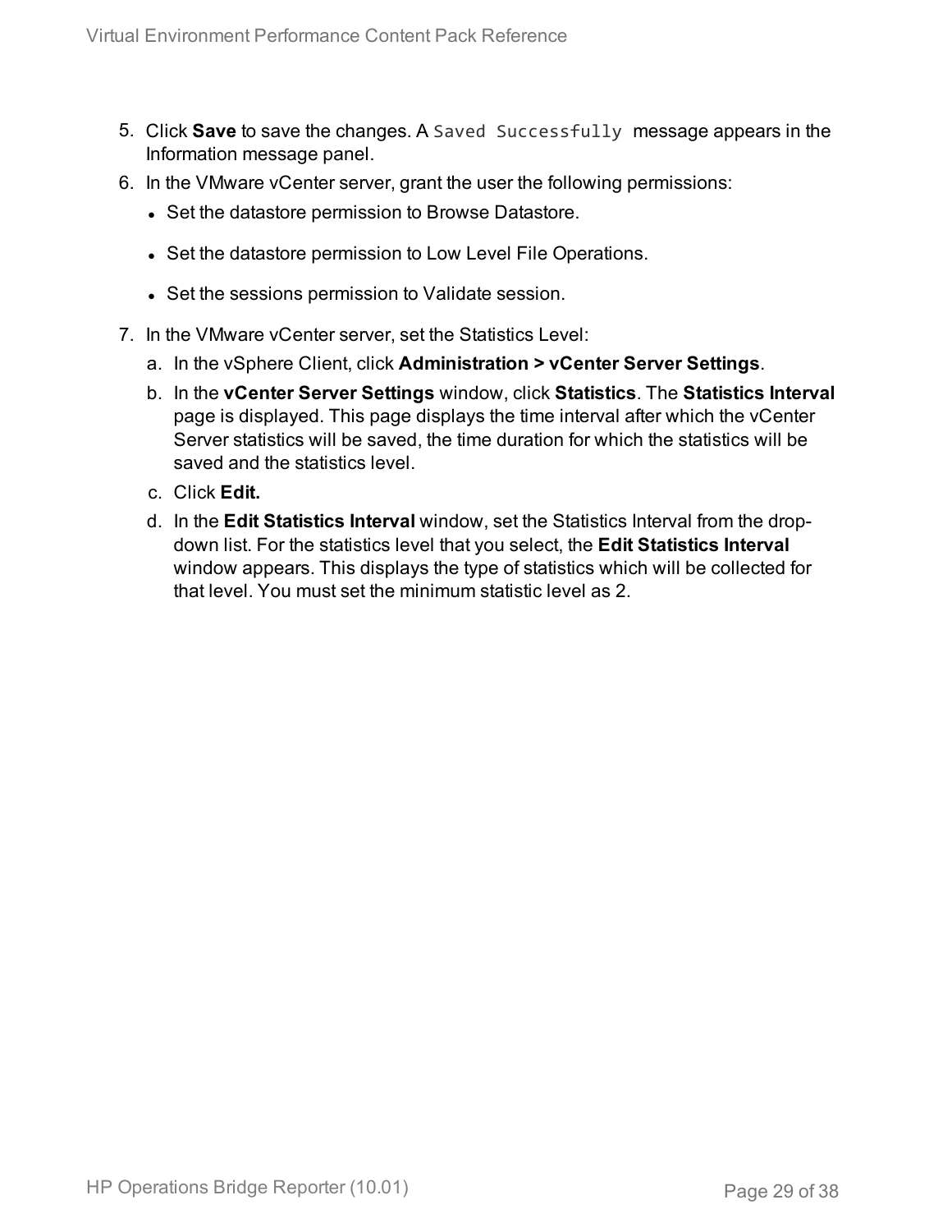5. Click **Save** to save the changes. A `Saved Successfully` message appears in the Information message panel.
6. In the VMware vCenter server, grant the user the following permissions:
   - Set the datastore permission to Browse Datastore.
   - Set the datastore permission to Low Level File Operations.
   - Set the sessions permission to Validate session.
7. In the VMware vCenter server, set the Statistics Level:
   a. In the vSphere Client, click **Administration > vCenter Server Settings**.
   b. In the **vCenter Server Settings** window, click **Statistics**. The **Statistics Interval** page is displayed. This page displays the time interval after which the vCenter Server statistics will be saved, the time duration for which the statistics will be saved and the statistics level.
   c. Click **Edit.**
   d. In the **Edit Statistics Interval** window, set the Statistics Interval from the drop-down list. For the statistics level that you select, the **Edit Statistics Interval** window appears. This displays the type of statistics which will be collected for that level. You must set the minimum statistic level as 2.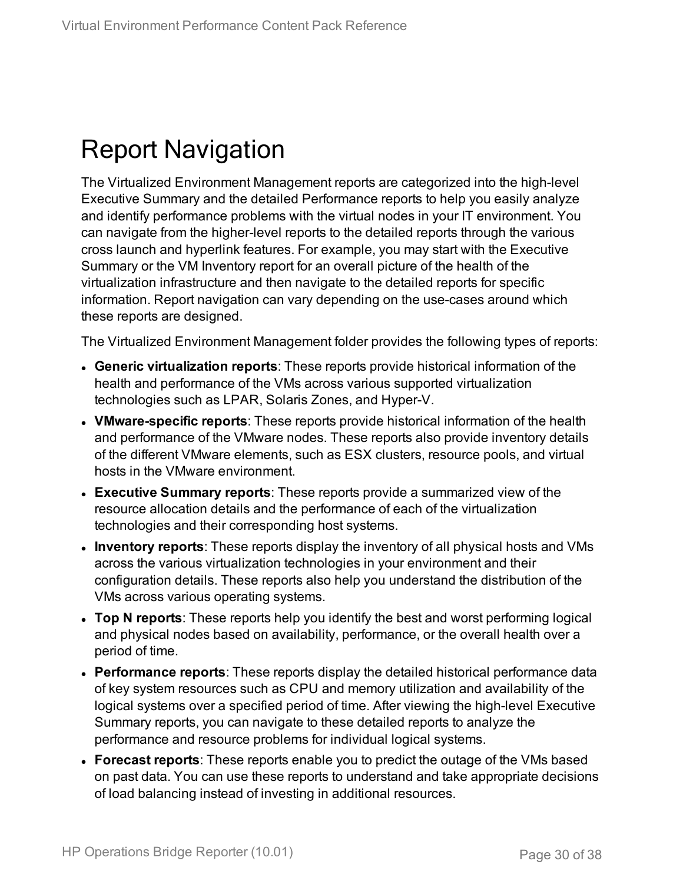# Report Navigation

The Virtualized Environment Management reports are categorized into the high-level Executive Summary and the detailed Performance reports to help you easily analyze and identify performance problems with the virtual nodes in your IT environment. You can navigate from the higher-level reports to the detailed reports through the various cross launch and hyperlink features. For example, you may start with the Executive Summary or the VM Inventory report for an overall picture of the health of the virtualization infrastructure and then navigate to the detailed reports for specific information. Report navigation can vary depending on the use-cases around which these reports are designed.

The Virtualized Environment Management folder provides the following types of reports:

- **Generic virtualization reports**: These reports provide historical information of the health and performance of the VMs across various supported virtualization technologies such as LPAR, Solaris Zones, and Hyper-V.
- **VMware-specific reports**: These reports provide historical information of the health and performance of the VMware nodes. These reports also provide inventory details of the different VMware elements, such as ESX clusters, resource pools, and virtual hosts in the VMware environment.
- **Executive Summary reports**: These reports provide a summarized view of the resource allocation details and the performance of each of the virtualization technologies and their corresponding host systems.
- **Inventory reports**: These reports display the inventory of all physical hosts and VMs across the various virtualization technologies in your environment and their configuration details. These reports also help you understand the distribution of the VMs across various operating systems.
- **Top N reports**: These reports help you identify the best and worst performing logical and physical nodes based on availability, performance, or the overall health over a period of time.
- **Performance reports**: These reports display the detailed historical performance data of key system resources such as CPU and memory utilization and availability of the logical systems over a specified period of time. After viewing the high-level Executive Summary reports, you can navigate to these detailed reports to analyze the performance and resource problems for individual logical systems.
- **Forecast reports**: These reports enable you to predict the outage of the VMs based on past data. You can use these reports to understand and take appropriate decisions of load balancing instead of investing in additional resources.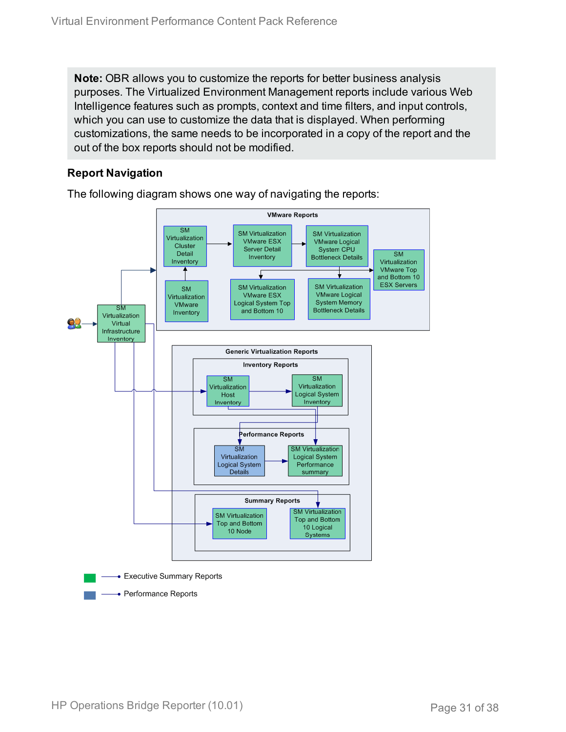**Note:** OBR allows you to customize the reports for better business analysis purposes. The Virtualized Environment Management reports include various Web Intelligence features such as prompts, context and time filters, and input controls, which you can use to customize the data that is displayed. When performing customizations, the same needs to be incorporated in a copy of the report and the out of the box reports should not be modified.

### Report Navigation

The following diagram shows one way of navigating the reports:

VMware Reports

SM Virtualization Cluster Detail Inventory

SM Virtualization VMware ESX Server Detail Inventory

SM Virtualization VMware Logical System CPU Bottleneck Details

SM Virtualization VMware Top and Bottom 10 ESX Servers

SM Virtualization VMware Inventory

SM Virtualization VMware ESX Logical System Top and Bottom 10

SM Virtualization VMware Logical System Memory Bottleneck Details

SM Virtualization Virtual Infrastructure Inventory

Generic Virtualization Reports

Inventory Reports

SM Virtualization Host Inventory

SM Virtualization Logical System Inventory

Performance Reports

SM Virtualization Logical System Details

SM Virtualization Logical System Performance summary

Summary Reports

SM Virtualization Top and Bottom 10 Node

SM Virtualization Top and Bottom 10 Logical Systems

Executive Summary Reports

Performance Reports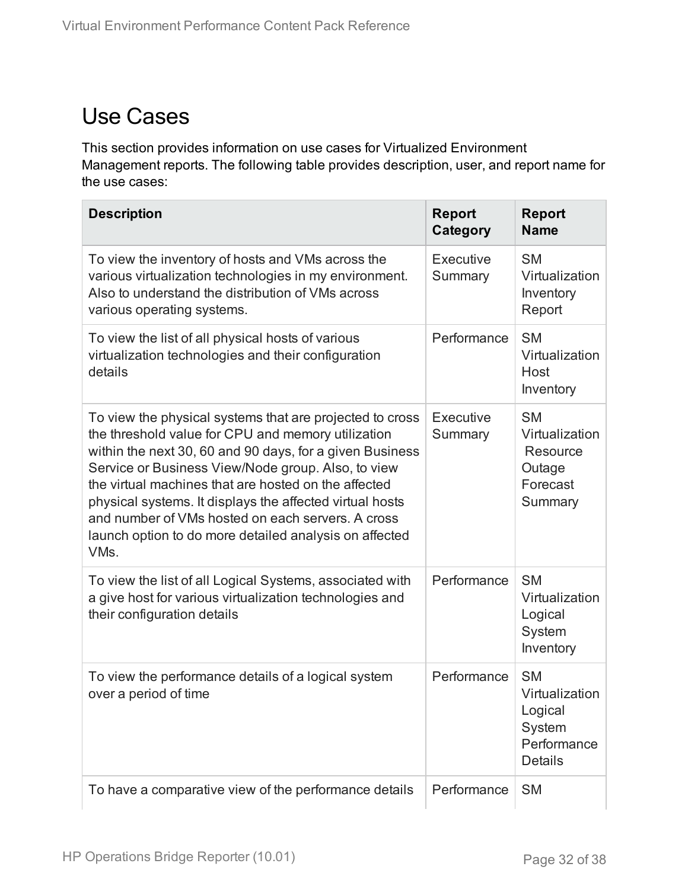# Use Cases

This section provides information on use cases for Virtualized Environment Management reports. The following table provides description, user, and report name for the use cases:

| Description | Report Category | Report Name |
| --- | --- | --- |
| To view the inventory of hosts and VMs across the various virtualization technologies in my environment. Also to understand the distribution of VMs across various operating systems. | Executive Summary | SM Virtualization Inventory Report |
| To view the list of all physical hosts of various virtualization technologies and their configuration details | Performance | SM Virtualization Host Inventory |
| To view the physical systems that are projected to cross the threshold value for CPU and memory utilization within the next 30, 60 and 90 days, for a given Business Service or Business View/Node group. Also, to view the virtual machines that are hosted on the affected physical systems. It displays the affected virtual hosts and number of VMs hosted on each servers. A cross launch option to do more detailed analysis on affected VMs. | Executive Summary | SM Virtualization Resource Outage Forecast Summary |
| To view the list of all Logical Systems, associated with a give host for various virtualization technologies and their configuration details | Performance | SM Virtualization Logical System Inventory |
| To view the performance details of a logical system over a period of time | Performance | SM Virtualization Logical System Performance Details |
| To have a comparative view of the performance details | Performance | SM |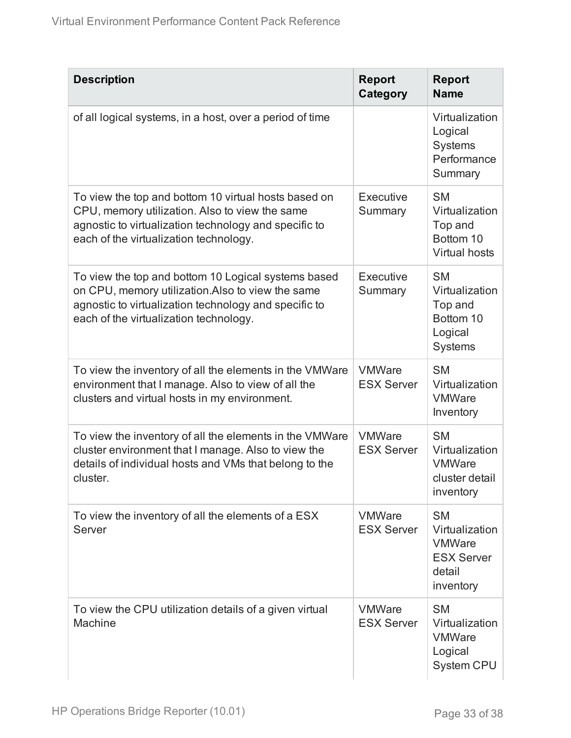| Description | Report Category | Report Name |
| --- | --- | --- |
| of all logical systems, in a host, over a period of time | | Virtualization Logical Systems Performance Summary |
| To view the top and bottom 10 virtual hosts based on CPU, memory utilization. Also to view the same agnostic to virtualization technology and specific to each of the virtualization technology. | Executive Summary | SM Virtualization Top and Bottom 10 Virtual hosts |
| To view the top and bottom 10 Logical systems based on CPU, memory utilization.Also to view the same agnostic to virtualization technology and specific to each of the virtualization technology. | Executive Summary | SM Virtualization Top and Bottom 10 Logical Systems |
| To view the inventory of all the elements in the VMWare environment that I manage. Also to view of all the clusters and virtual hosts in my environment. | VMWare ESX Server | SM Virtualization VMWare Inventory |
| To view the inventory of all the elements in the VMWare cluster environment that I manage. Also to view the details of individual hosts and VMs that belong to the cluster. | VMWare ESX Server | SM Virtualization VMWare cluster detail inventory |
| To view the inventory of all the elements of a ESX Server | VMWare ESX Server | SM Virtualization VMWare ESX Server detail inventory |
| To view the CPU utilization details of a given virtual Machine | VMWare ESX Server | SM Virtualization VMWare Logical System CPU |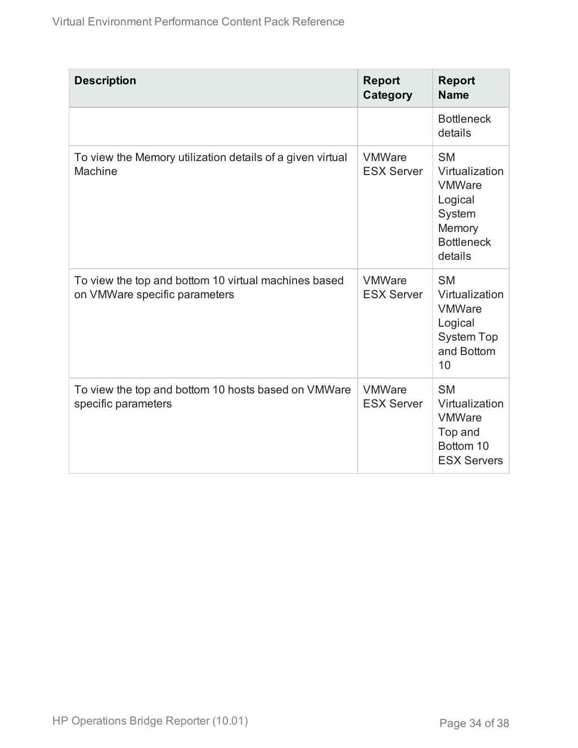| Description | Report Category | Report Name |
|---|---|---|
| | | Bottleneck details |
| To view the Memory utilization details of a given virtual Machine | VMWare ESX Server | SM Virtualization VMWare Logical System Memory Bottleneck details |
| To view the top and bottom 10 virtual machines based on VMWare specific parameters | VMWare ESX Server | SM Virtualization VMWare Logical System Top and Bottom 10 |
| To view the top and bottom 10 hosts based on VMWare specific parameters | VMWare ESX Server | SM Virtualization VMWare Top and Bottom 10 ESX Servers |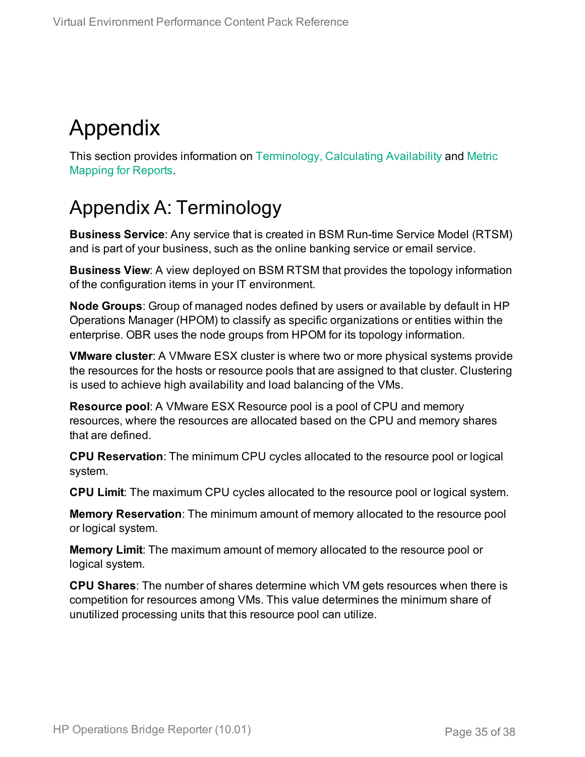# Appendix

This section provides information on Terminology, Calculating Availability and Metric Mapping for Reports.

## Appendix A: Terminology

**Business Service**: Any service that is created in BSM Run-time Service Model (RTSM) and is part of your business, such as the online banking service or email service.

**Business View**: A view deployed on BSM RTSM that provides the topology information of the configuration items in your IT environment.

**Node Groups**: Group of managed nodes defined by users or available by default in HP Operations Manager (HPOM) to classify as specific organizations or entities within the enterprise. OBR uses the node groups from HPOM for its topology information.

**VMware cluster**: A VMware ESX cluster is where two or more physical systems provide the resources for the hosts or resource pools that are assigned to that cluster. Clustering is used to achieve high availability and load balancing of the VMs.

**Resource pool**: A VMware ESX Resource pool is a pool of CPU and memory resources, where the resources are allocated based on the CPU and memory shares that are defined.

**CPU Reservation**: The minimum CPU cycles allocated to the resource pool or logical system.

**CPU Limit**: The maximum CPU cycles allocated to the resource pool or logical system.

**Memory Reservation**: The minimum amount of memory allocated to the resource pool or logical system.

**Memory Limit**: The maximum amount of memory allocated to the resource pool or logical system.

**CPU Shares**: The number of shares determine which VM gets resources when there is competition for resources among VMs. This value determines the minimum share of unutilized processing units that this resource pool can utilize.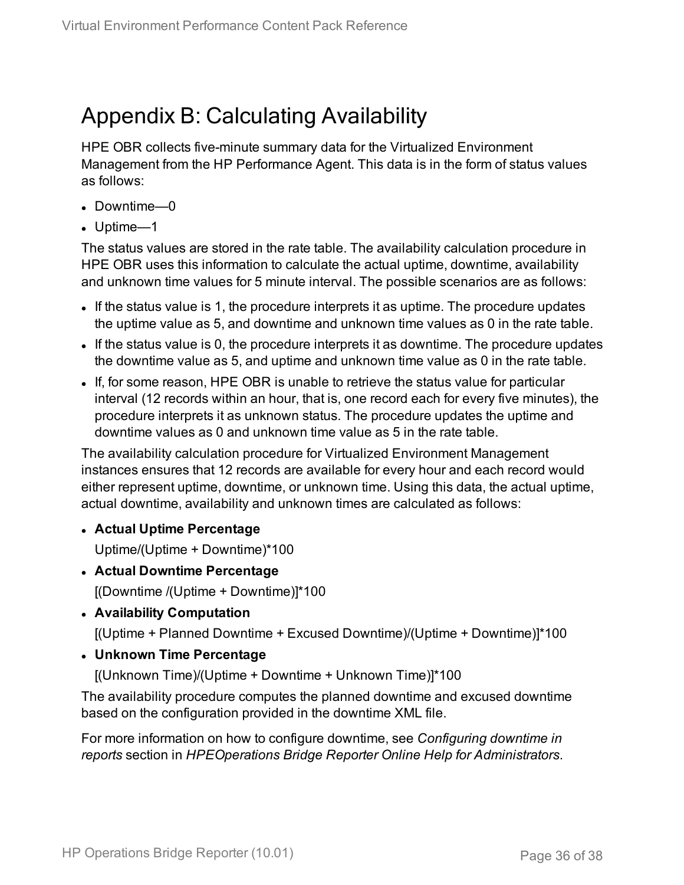# Appendix B: Calculating Availability

HPE OBR collects five-minute summary data for the Virtualized Environment Management from the HP Performance Agent. This data is in the form of status values as follows:

- Downtime—0
- Uptime—1

The status values are stored in the rate table. The availability calculation procedure in HPE OBR uses this information to calculate the actual uptime, downtime, availability and unknown time values for 5 minute interval. The possible scenarios are as follows:

- If the status value is 1, the procedure interprets it as uptime. The procedure updates the uptime value as 5, and downtime and unknown time values as 0 in the rate table.
- If the status value is 0, the procedure interprets it as downtime. The procedure updates the downtime value as 5, and uptime and unknown time value as 0 in the rate table.
- If, for some reason, HPE OBR is unable to retrieve the status value for particular interval (12 records within an hour, that is, one record each for every five minutes), the procedure interprets it as unknown status. The procedure updates the uptime and downtime values as 0 and unknown time value as 5 in the rate table.

The availability calculation procedure for Virtualized Environment Management instances ensures that 12 records are available for every hour and each record would either represent uptime, downtime, or unknown time. Using this data, the actual uptime, actual downtime, availability and unknown times are calculated as follows:

- **Actual Uptime Percentage**

  Uptime/(Uptime + Downtime)*100
- **Actual Downtime Percentage**

  [(Downtime /(Uptime + Downtime)]*100
- **Availability Computation**

  [(Uptime + Planned Downtime + Excused Downtime)/(Uptime + Downtime)]*100
- **Unknown Time Percentage**

  [(Unknown Time)/(Uptime + Downtime + Unknown Time)]*100

The availability procedure computes the planned downtime and excused downtime based on the configuration provided in the downtime XML file.

For more information on how to configure downtime, see *Configuring downtime in reports* section in *HPEOperations Bridge Reporter Online Help for Administrators*.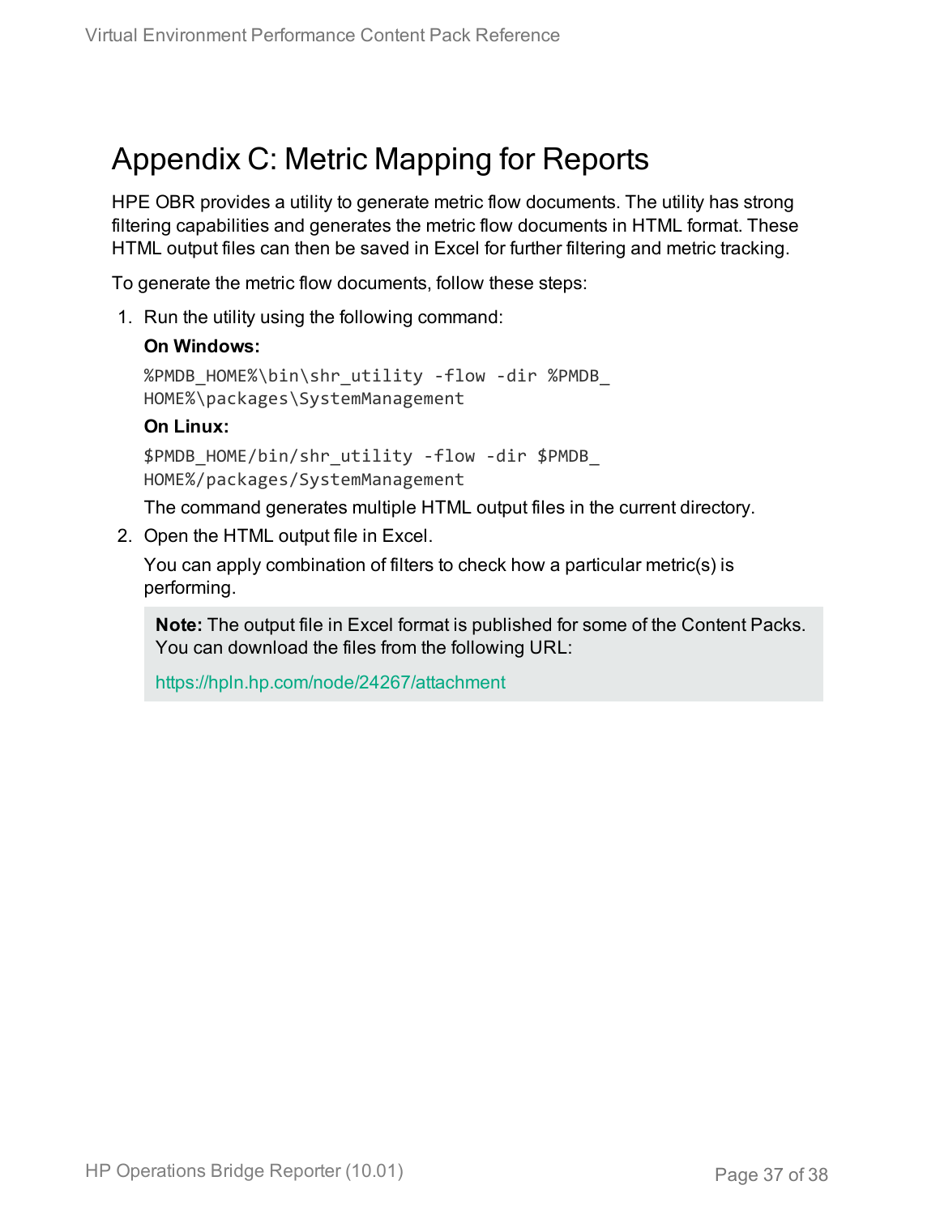# Appendix C: Metric Mapping for Reports

HPE OBR provides a utility to generate metric flow documents. The utility has strong filtering capabilities and generates the metric flow documents in HTML format. These HTML output files can then be saved in Excel for further filtering and metric tracking.

To generate the metric flow documents, follow these steps:

1. Run the utility using the following command:

   **On Windows:**

   ```
   %PMDB_HOME%\bin\shr_utility -flow -dir %PMDB_
   HOME%\packages\SystemManagement
   ```

   **On Linux:**

   ```
   $PMDB_HOME/bin/shr_utility -flow -dir $PMDB_
   HOME%/packages/SystemManagement
   ```

   The command generates multiple HTML output files in the current directory.

2. Open the HTML output file in Excel.

   You can apply combination of filters to check how a particular metric(s) is performing.

   > **Note:** The output file in Excel format is published for some of the Content Packs. You can download the files from the following URL:
   >
   > https://hpln.hp.com/node/24267/attachment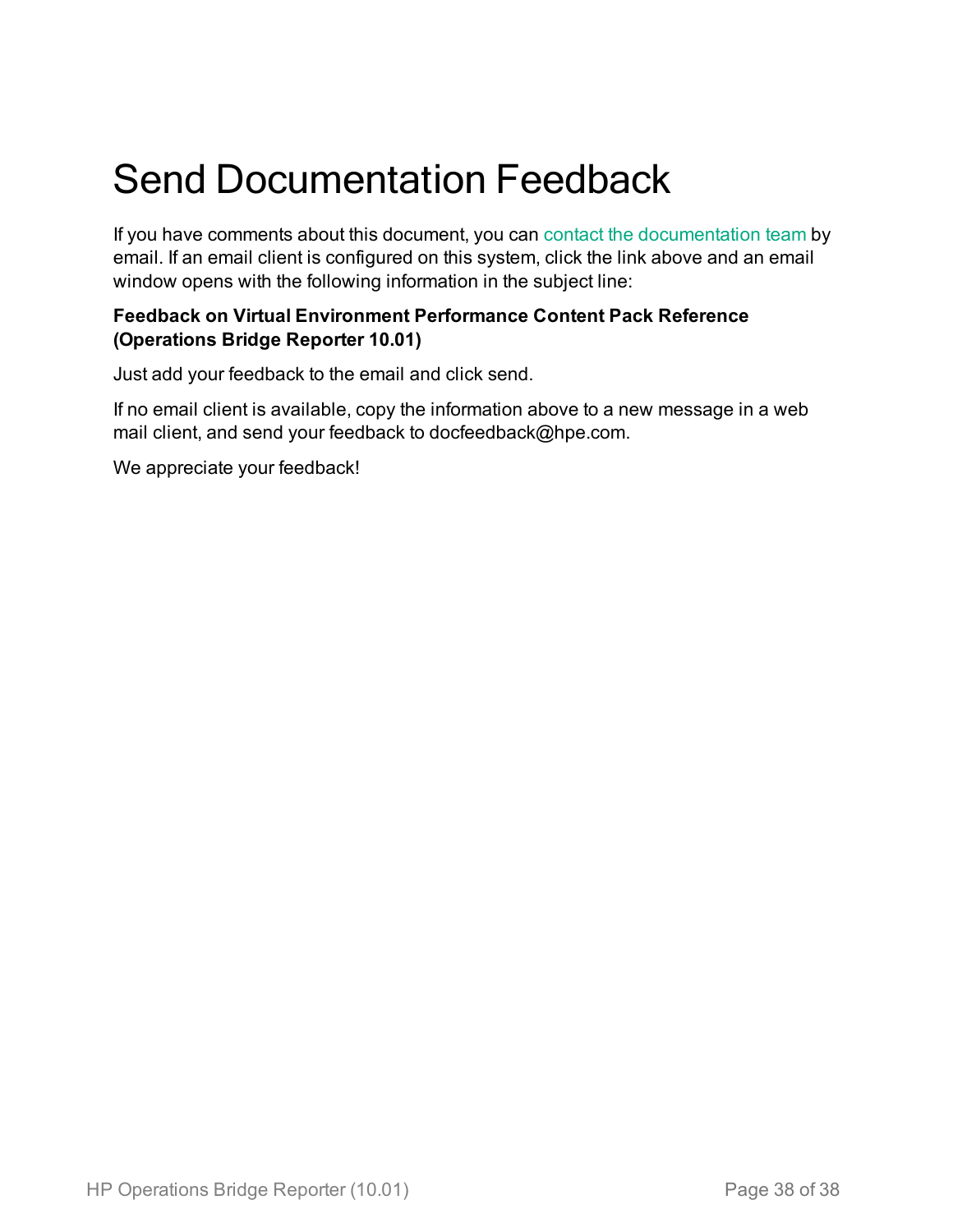# Send Documentation Feedback

If you have comments about this document, you can contact the documentation team by email. If an email client is configured on this system, click the link above and an email window opens with the following information in the subject line:

**Feedback on Virtual Environment Performance Content Pack Reference (Operations Bridge Reporter 10.01)**

Just add your feedback to the email and click send.

If no email client is available, copy the information above to a new message in a web mail client, and send your feedback to docfeedback@hpe.com.

We appreciate your feedback!